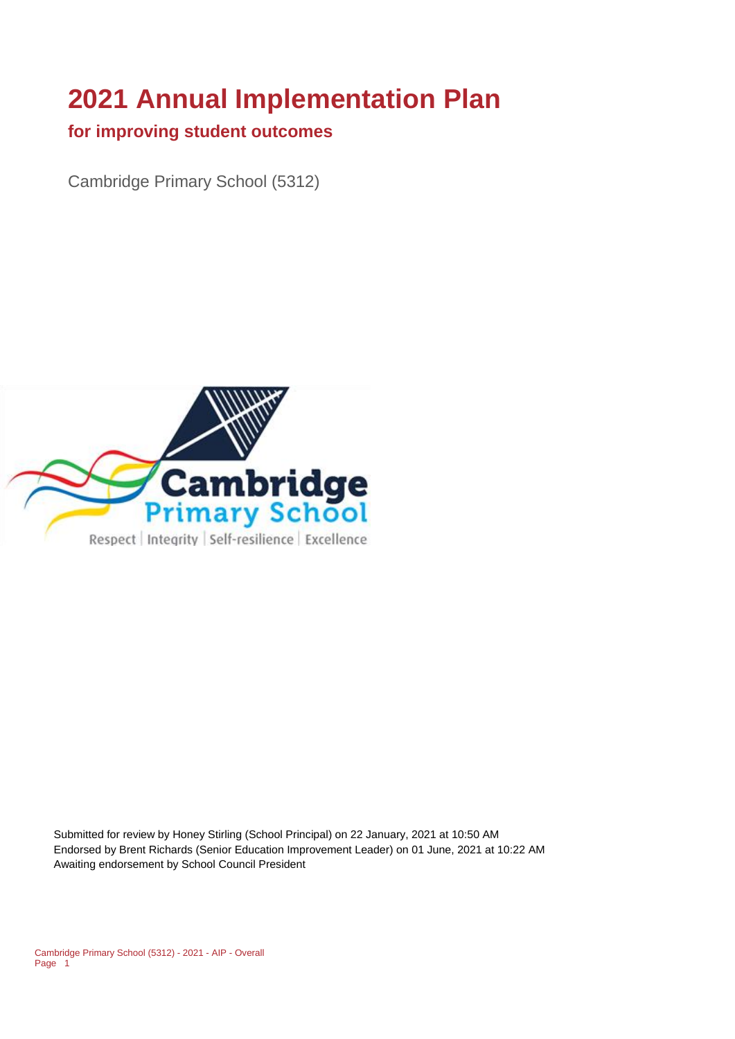# 2021 Annual Implementation Plan

## for improving student outcomes

Cambridge Primary School (5312)

Submitted for review by Honey Stirling (School Principal) on 22 January, 2021 at 10:50 AM
Endorsed by Brent Richards (Senior Education Improvement Leader) on 01 June, 2021 at 10:22 AM
Awaiting endorsement by School Council President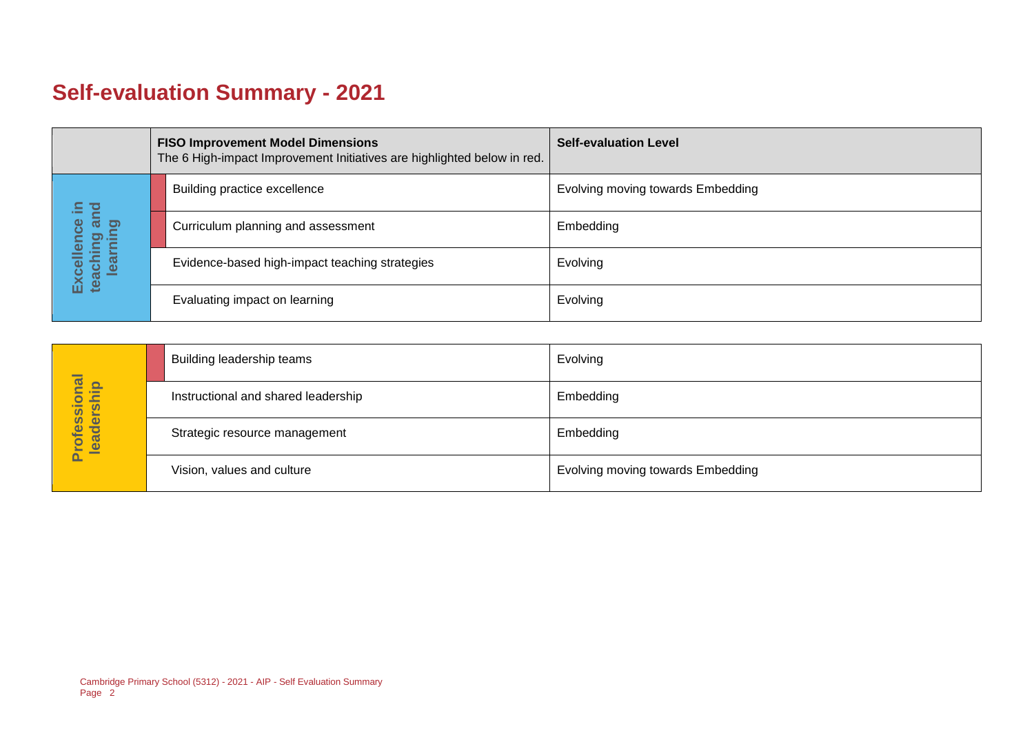# Self-evaluation Summary - 2021

| | FISO Improvement Model Dimensions<br>The 6 High-impact Improvement Initiatives are highlighted below in red. | Self-evaluation Level |
|---|---|---|
| Excellence in teaching and learning | Building practice excellence | Evolving moving towards Embedding |
| | Curriculum planning and assessment | Embedding |
| | Evidence-based high-impact teaching strategies | Evolving |
| | Evaluating impact on learning | Evolving |

| | | |
|---|---|---|
| Professional leadership | Building leadership teams | Evolving |
| | Instructional and shared leadership | Embedding |
| | Strategic resource management | Embedding |
| | Vision, values and culture | Evolving moving towards Embedding |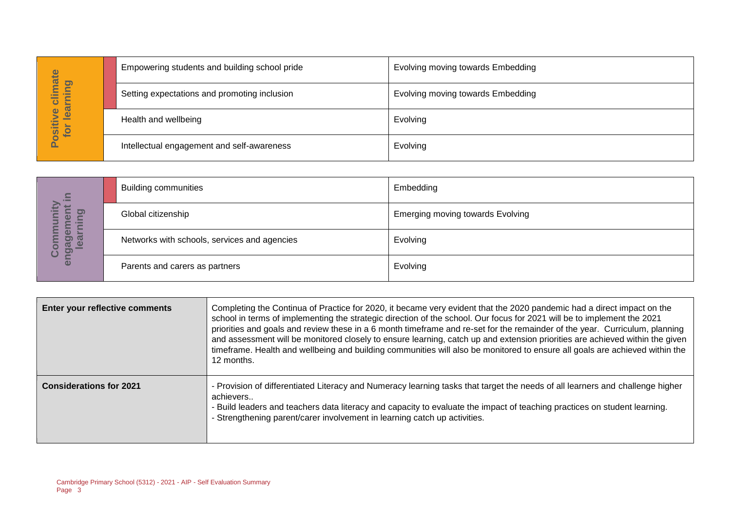| Positive climate for learning | | |
|---|---|---|
| | Empowering students and building school pride | Evolving moving towards Embedding |
| | Setting expectations and promoting inclusion | Evolving moving towards Embedding |
| | Health and wellbeing | Evolving |
| | Intellectual engagement and self-awareness | Evolving |

| Community engagement in learning | | |
|---|---|---|
| | Building communities | Embedding |
| | Global citizenship | Emerging moving towards Evolving |
| | Networks with schools, services and agencies | Evolving |
| | Parents and carers as partners | Evolving |

| **Enter your reflective comments** | Completing the Continua of Practice for 2020, it became very evident that the 2020 pandemic had a direct impact on the school in terms of implementing the strategic direction of the school. Our focus for 2021 will be to implement the 2021 priorities and goals and review these in a 6 month timeframe and re-set for the remainder of the year. Curriculum, planning and assessment will be monitored closely to ensure learning, catch up and extension priorities are achieved within the given timeframe. Health and wellbeing and building communities will also be monitored to ensure all goals are achieved within the 12 months. |
|---|---|
| **Considerations for 2021** | - Provision of differentiated Literacy and Numeracy learning tasks that target the needs of all learners and challenge higher achievers..<br>- Build leaders and teachers data literacy and capacity to evaluate the impact of teaching practices on student learning.<br>- Strengthening parent/carer involvement in learning catch up activities. |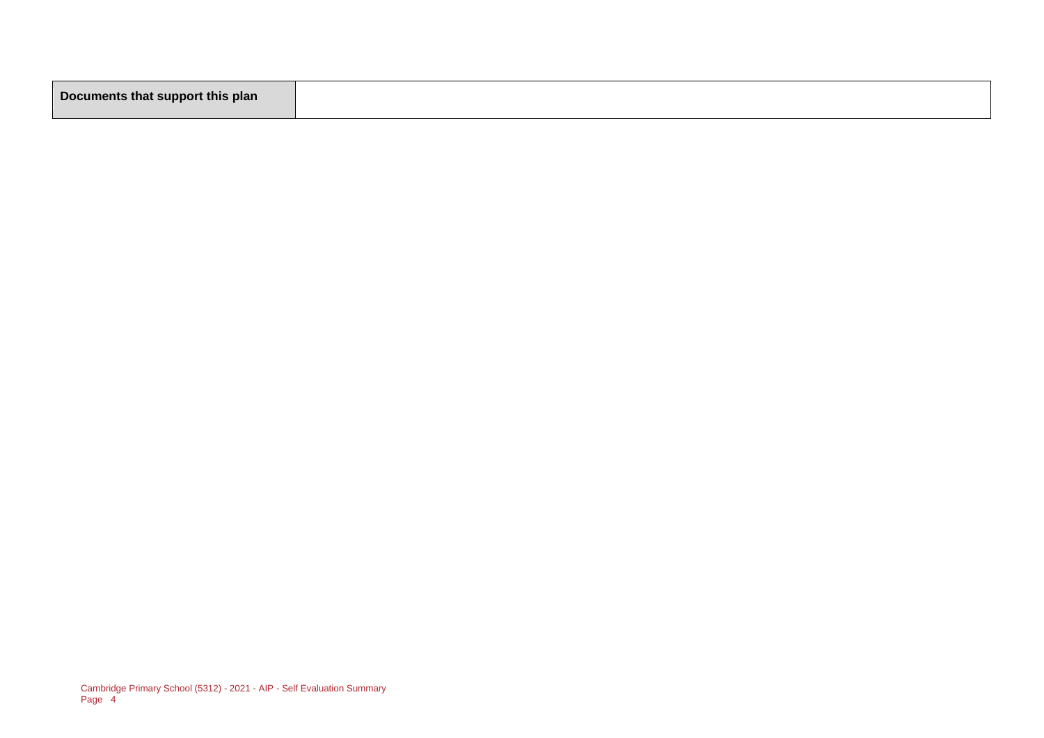| Documents that support this plan | |
| --- | --- |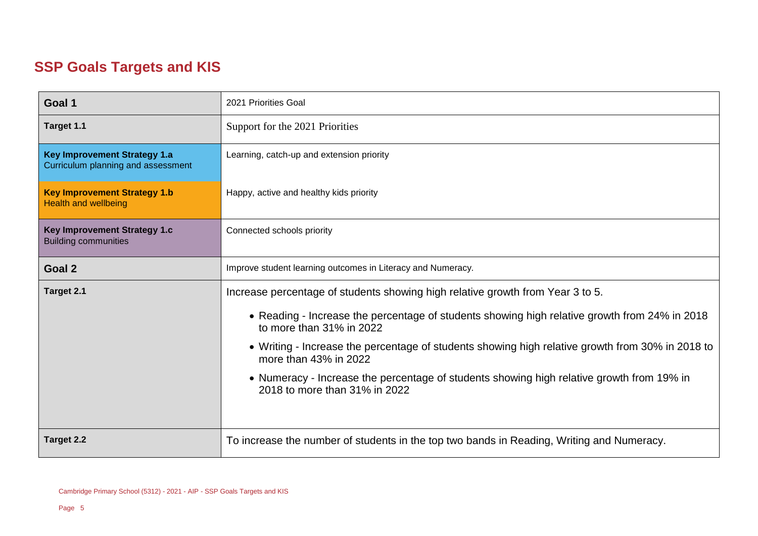## SSP Goals Targets and KIS

| | |
|---|---|
| **Goal 1** | 2021 Priorities Goal |
| **Target 1.1** | Support for the 2021 Priorities |
| **Key Improvement Strategy 1.a** Curriculum planning and assessment | Learning, catch-up and extension priority |
| **Key Improvement Strategy 1.b** Health and wellbeing | Happy, active and healthy kids priority |
| **Key Improvement Strategy 1.c** Building communities | Connected schools priority |
| **Goal 2** | Improve student learning outcomes in Literacy and Numeracy. |
| **Target 2.1** | Increase percentage of students showing high relative growth from Year 3 to 5.<br>• Reading - Increase the percentage of students showing high relative growth from 24% in 2018 to more than 31% in 2022<br>• Writing - Increase the percentage of students showing high relative growth from 30% in 2018 to more than 43% in 2022<br>• Numeracy - Increase the percentage of students showing high relative growth from 19% in 2018 to more than 31% in 2022 |
| **Target 2.2** | To increase the number of students in the top two bands in Reading, Writing and Numeracy. |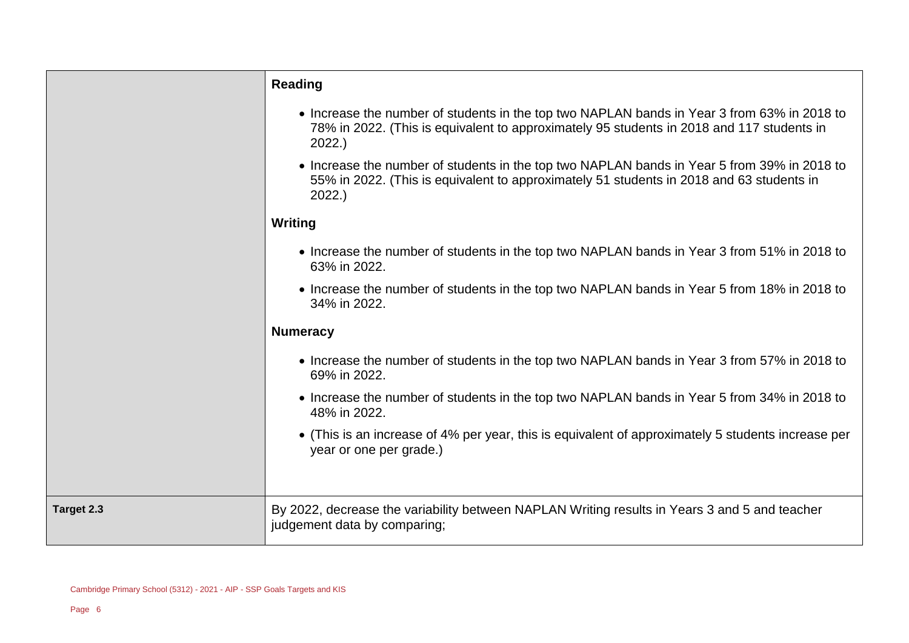| | |
|---|---|
| | **Reading**<br><br>• Increase the number of students in the top two NAPLAN bands in Year 3 from 63% in 2018 to 78% in 2022. (This is equivalent to approximately 95 students in 2018 and 117 students in 2022.)<br><br>• Increase the number of students in the top two NAPLAN bands in Year 5 from 39% in 2018 to 55% in 2022. (This is equivalent to approximately 51 students in 2018 and 63 students in 2022.)<br><br>**Writing**<br><br>• Increase the number of students in the top two NAPLAN bands in Year 3 from 51% in 2018 to 63% in 2022.<br><br>• Increase the number of students in the top two NAPLAN bands in Year 5 from 18% in 2018 to 34% in 2022.<br><br>**Numeracy**<br><br>• Increase the number of students in the top two NAPLAN bands in Year 3 from 57% in 2018 to 69% in 2022.<br><br>• Increase the number of students in the top two NAPLAN bands in Year 5 from 34% in 2018 to 48% in 2022.<br><br>• (This is an increase of 4% per year, this is equivalent of approximately 5 students increase per year or one per grade.) |
| **Target 2.3** | By 2022, decrease the variability between NAPLAN Writing results in Years 3 and 5 and teacher judgement data by comparing; |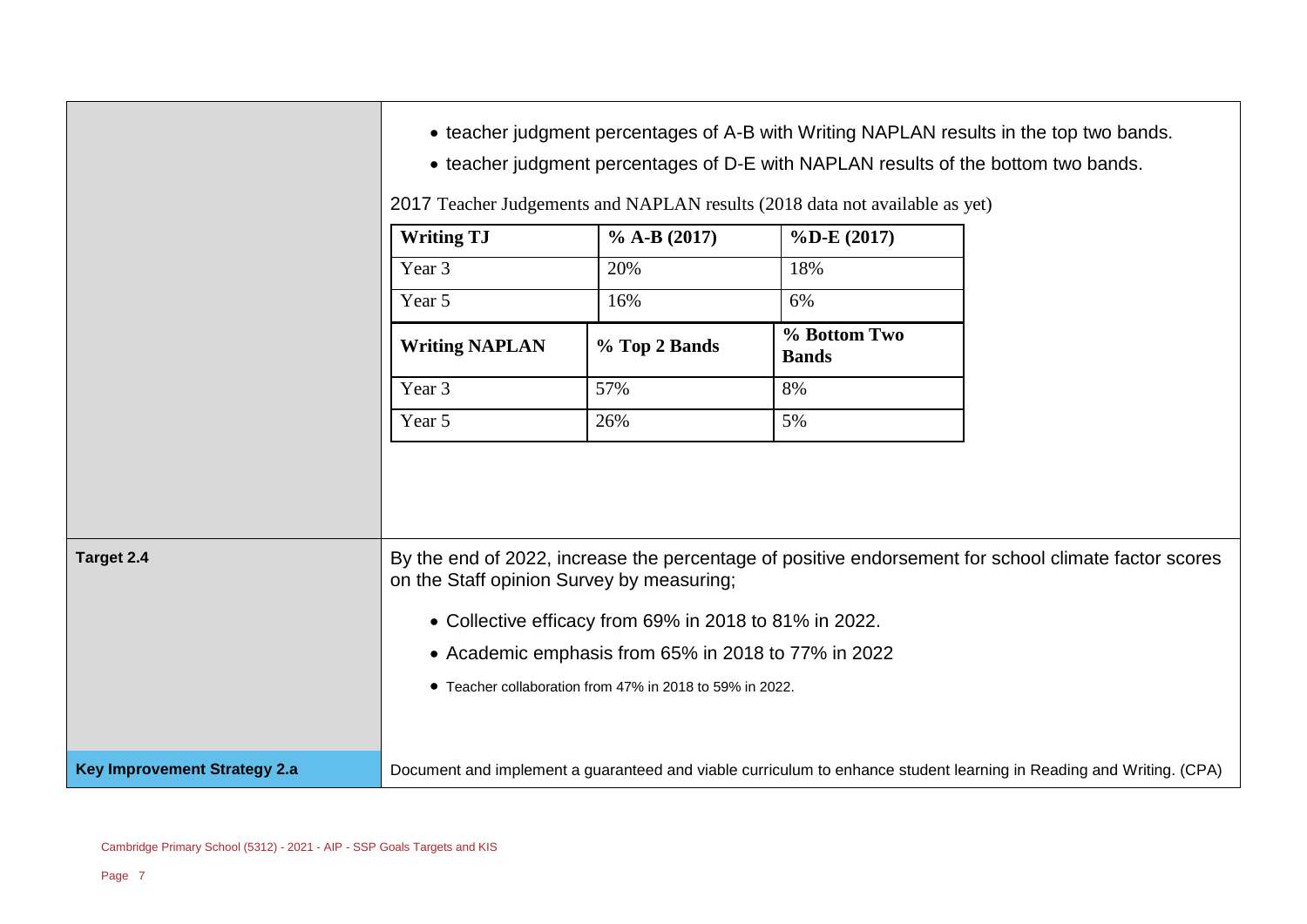- teacher judgment percentages of A-B with Writing NAPLAN results in the top two bands.
- teacher judgment percentages of D-E with NAPLAN results of the bottom two bands.

2017 Teacher Judgements and NAPLAN results (2018 data not available as yet)

| **Writing TJ** | **% A-B (2017)** | **%D-E (2017)** |
|---|---|---|
| Year 3 | 20% | 18% |
| Year 5 | 16% | 6% |
| **Writing NAPLAN** | **% Top 2 Bands** | **% Bottom Two Bands** |
| Year 3 | 57% | 8% |
| Year 5 | 26% | 5% |

**Target 2.4**

By the end of 2022, increase the percentage of positive endorsement for school climate factor scores on the Staff opinion Survey by measuring;

- Collective efficacy from 69% in 2018 to 81% in 2022.
- Academic emphasis from 65% in 2018 to 77% in 2022
- Teacher collaboration from 47% in 2018 to 59% in 2022.

**Key Improvement Strategy 2.a**

Document and implement a guaranteed and viable curriculum to enhance student learning in Reading and Writing. (CPA)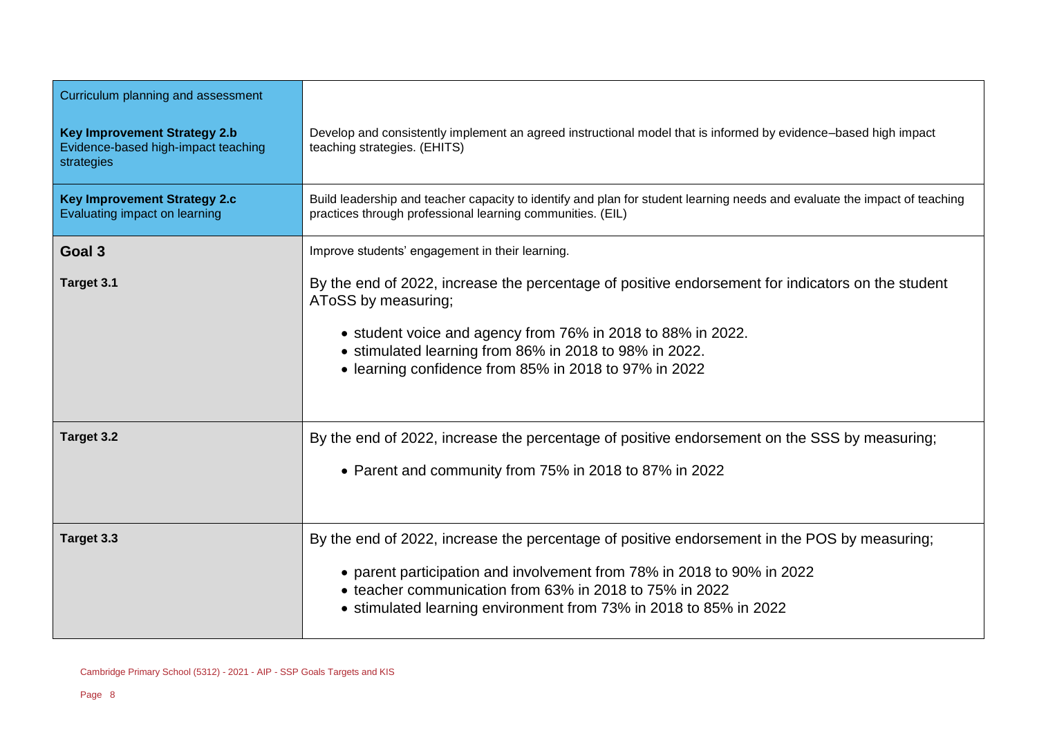| | |
|---|---|
| Curriculum planning and assessment<br><br>**Key Improvement Strategy 2.b**<br>Evidence-based high-impact teaching strategies | Develop and consistently implement an agreed instructional model that is informed by evidence–based high impact teaching strategies. (EHITS) |
| **Key Improvement Strategy 2.c**<br>Evaluating impact on learning | Build leadership and teacher capacity to identify and plan for student learning needs and evaluate the impact of teaching practices through professional learning communities. (EIL) |
| **Goal 3** | Improve students' engagement in their learning. |
| **Target 3.1** | By the end of 2022, increase the percentage of positive endorsement for indicators on the student AToSS by measuring;<br><br>• student voice and agency from 76% in 2018 to 88% in 2022.<br>• stimulated learning from 86% in 2018 to 98% in 2022.<br>• learning confidence from 85% in 2018 to 97% in 2022 |
| **Target 3.2** | By the end of 2022, increase the percentage of positive endorsement on the SSS by measuring;<br><br>• Parent and community from 75% in 2018 to 87% in 2022 |
| **Target 3.3** | By the end of 2022, increase the percentage of positive endorsement in the POS by measuring;<br><br>• parent participation and involvement from 78% in 2018 to 90% in 2022<br>• teacher communication from 63% in 2018 to 75% in 2022<br>• stimulated learning environment from 73% in 2018 to 85% in 2022 |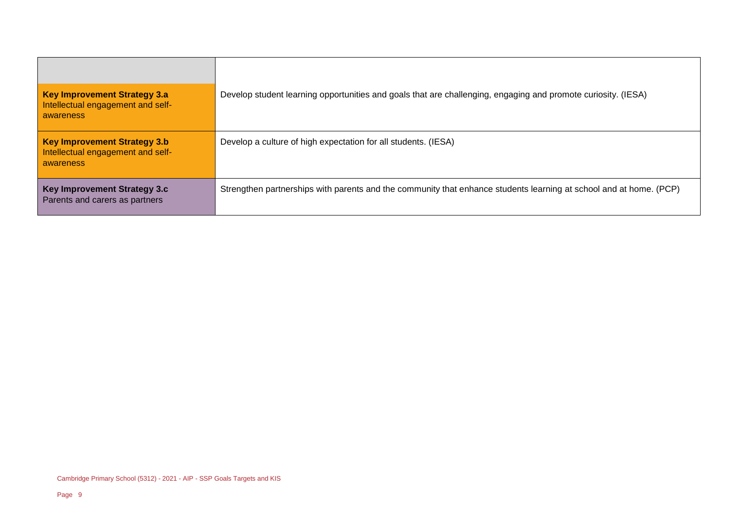| | |
|---|---|
| **Key Improvement Strategy 3.a** Intellectual engagement and self-awareness | Develop student learning opportunities and goals that are challenging, engaging and promote curiosity. (IESA) |
| **Key Improvement Strategy 3.b** Intellectual engagement and self-awareness | Develop a culture of high expectation for all students. (IESA) |
| **Key Improvement Strategy 3.c** Parents and carers as partners | Strengthen partnerships with parents and the community that enhance students learning at school and at home. (PCP) |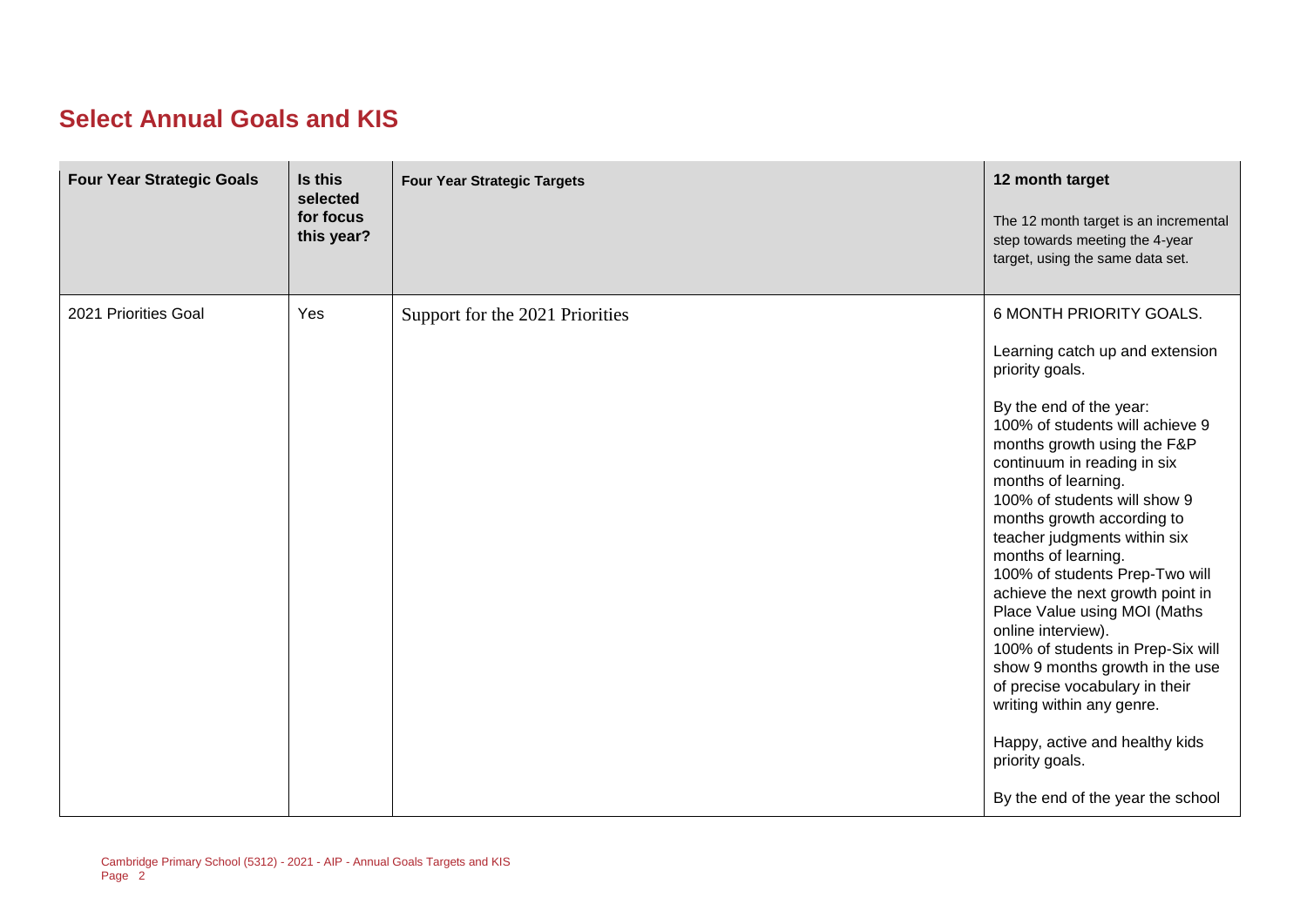## Select Annual Goals and KIS

| Four Year Strategic Goals | Is this selected for focus this year? | Four Year Strategic Targets | 12 month target<br><br>The 12 month target is an incremental step towards meeting the 4-year target, using the same data set. |
| --- | --- | --- | --- |
| 2021 Priorities Goal | Yes | Support for the 2021 Priorities | 6 MONTH PRIORITY GOALS.<br><br>Learning catch up and extension priority goals.<br><br>By the end of the year:<br>100% of students will achieve 9 months growth using the F&P continuum in reading in six months of learning.<br>100% of students will show 9 months growth according to teacher judgments within six months of learning.<br>100% of students Prep-Two will achieve the next growth point in Place Value using MOI (Maths online interview).<br>100% of students in Prep-Six will show 9 months growth in the use of precise vocabulary in their writing within any genre.<br><br>Happy, active and healthy kids priority goals.<br><br>By the end of the year the school |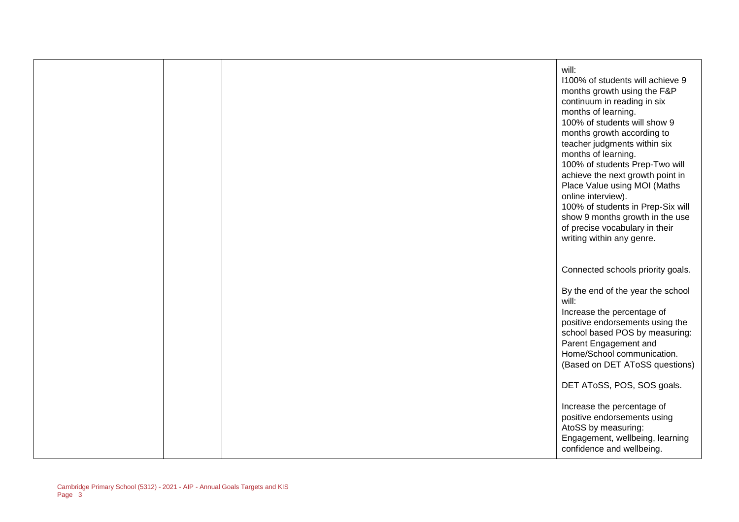| | | | |
|---|---|---|---|
| | | | will:<br>I100% of students will achieve 9 months growth using the F&P continuum in reading in six months of learning.<br>100% of students will show 9 months growth according to teacher judgments within six months of learning.<br>100% of students Prep-Two will achieve the next growth point in Place Value using MOI (Maths online interview).<br>100% of students in Prep-Six will show 9 months growth in the use of precise vocabulary in their writing within any genre.<br><br>Connected schools priority goals.<br><br>By the end of the year the school will:<br>Increase the percentage of positive endorsements using the school based POS by measuring: Parent Engagement and Home/School communication. (Based on DET AToSS questions)<br><br>DET AToSS, POS, SOS goals.<br><br>Increase the percentage of positive endorsements using AtoSS by measuring: Engagement, wellbeing, learning confidence and wellbeing. |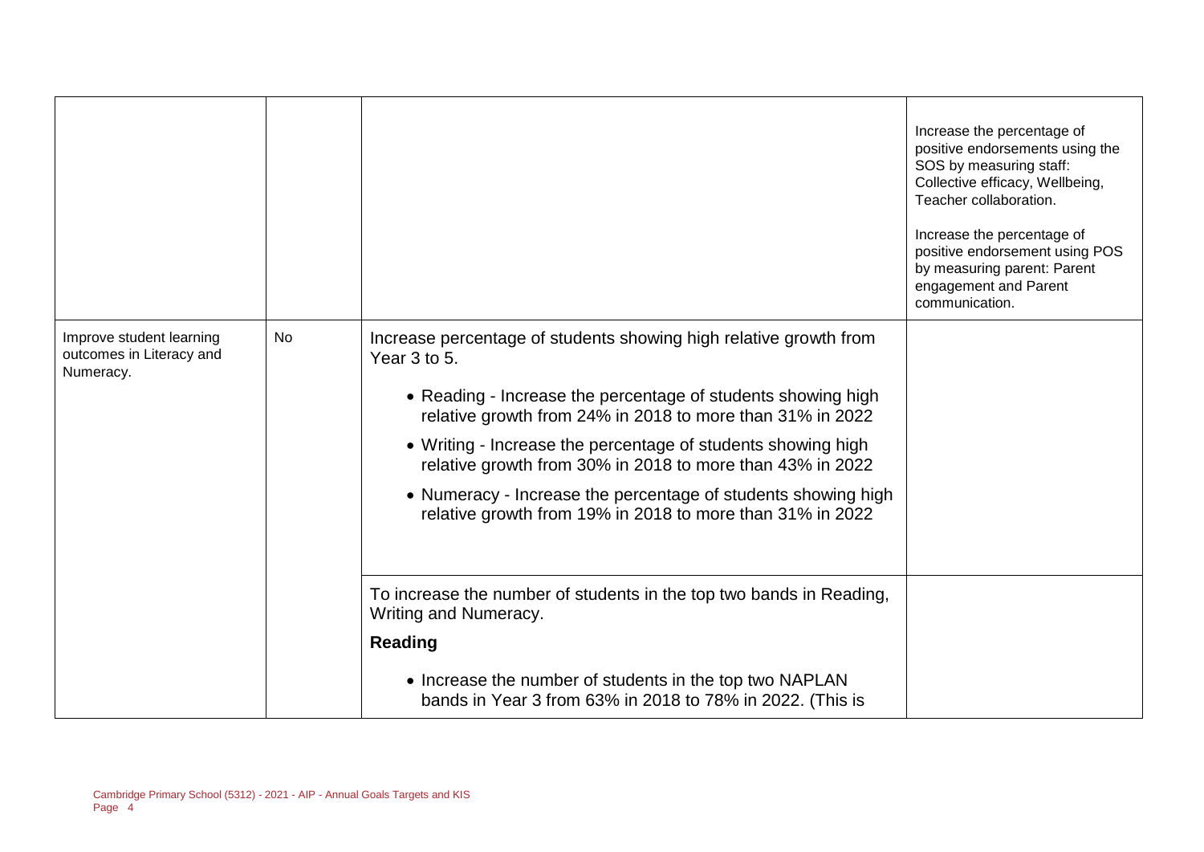| | | | |
|---|---|---|---|
| | | | Increase the percentage of positive endorsements using the SOS by measuring staff: Collective efficacy, Wellbeing, Teacher collaboration.<br><br>Increase the percentage of positive endorsement using POS by measuring parent: Parent engagement and Parent communication. |
| Improve student learning outcomes in Literacy and Numeracy. | No | Increase percentage of students showing high relative growth from Year 3 to 5.<br><br>• Reading - Increase the percentage of students showing high relative growth from 24% in 2018 to more than 31% in 2022<br>• Writing - Increase the percentage of students showing high relative growth from 30% in 2018 to more than 43% in 2022<br>• Numeracy - Increase the percentage of students showing high relative growth from 19% in 2018 to more than 31% in 2022 | |
| | | To increase the number of students in the top two bands in Reading, Writing and Numeracy.<br><br>**Reading**<br><br>• Increase the number of students in the top two NAPLAN bands in Year 3 from 63% in 2018 to 78% in 2022. (This is | |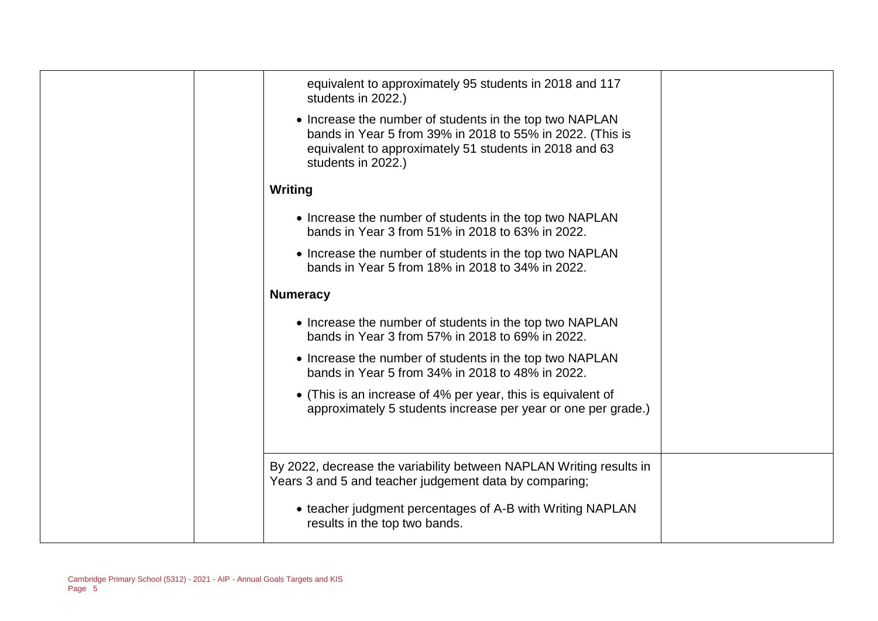| | | | |
|---|---|---|---|
| | | equivalent to approximately 95 students in 2018 and 117 students in 2022.)<br><br>• Increase the number of students in the top two NAPLAN bands in Year 5 from 39% in 2018 to 55% in 2022. (This is equivalent to approximately 51 students in 2018 and 63 students in 2022.)<br><br>**Writing**<br><br>• Increase the number of students in the top two NAPLAN bands in Year 3 from 51% in 2018 to 63% in 2022.<br><br>• Increase the number of students in the top two NAPLAN bands in Year 5 from 18% in 2018 to 34% in 2022.<br><br>**Numeracy**<br><br>• Increase the number of students in the top two NAPLAN bands in Year 3 from 57% in 2018 to 69% in 2022.<br><br>• Increase the number of students in the top two NAPLAN bands in Year 5 from 34% in 2018 to 48% in 2022.<br><br>• (This is an increase of 4% per year, this is equivalent of approximately 5 students increase per year or one per grade.) | |
| | | By 2022, decrease the variability between NAPLAN Writing results in Years 3 and 5 and teacher judgement data by comparing;<br><br>• teacher judgment percentages of A-B with Writing NAPLAN results in the top two bands. | |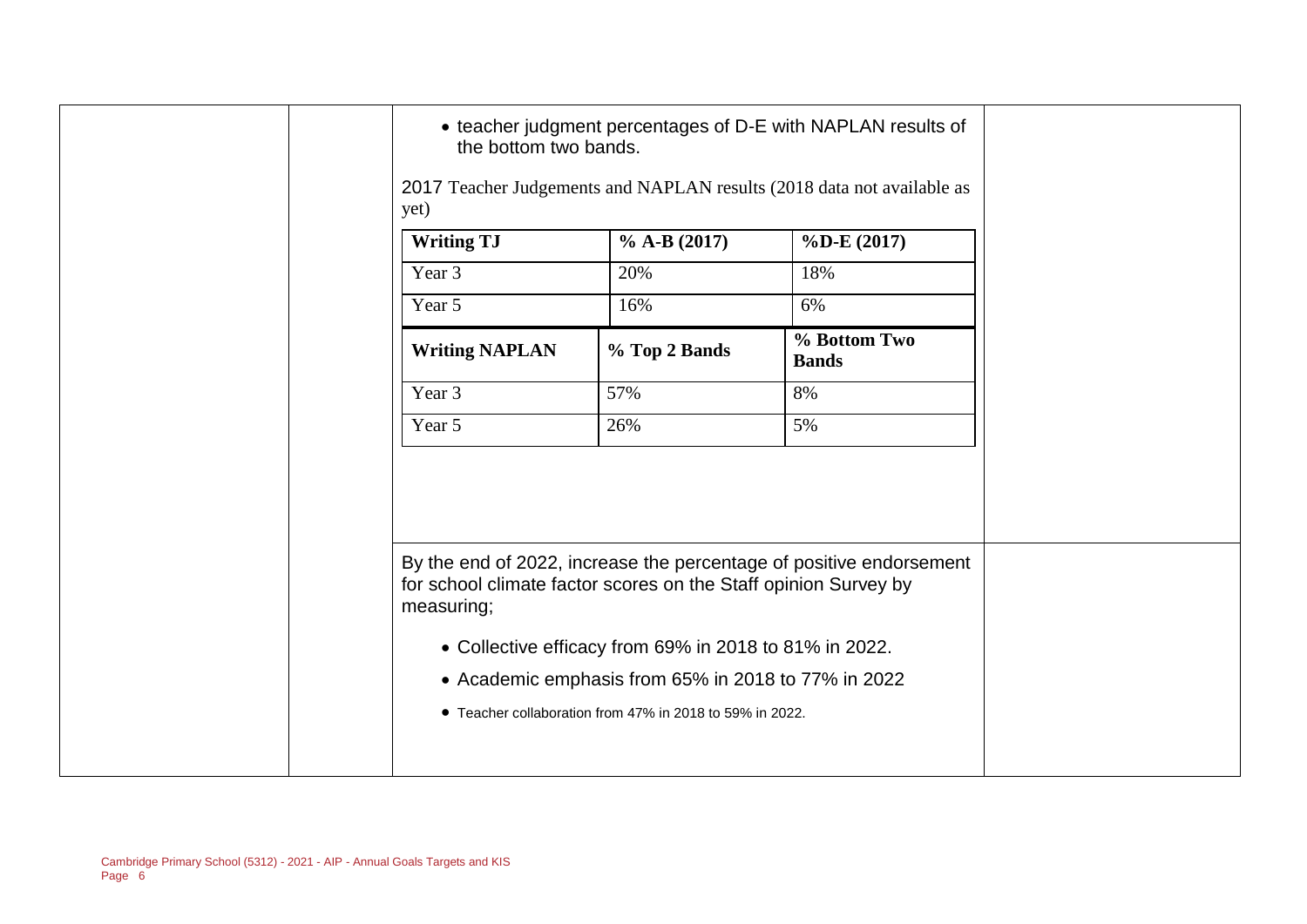- teacher judgment percentages of D-E with NAPLAN results of the bottom two bands.

2017 Teacher Judgements and NAPLAN results (2018 data not available as yet)

| Writing TJ | % A-B (2017) | %D-E (2017) |
| --- | --- | --- |
| Year 3 | 20% | 18% |
| Year 5 | 16% | 6% |

| Writing NAPLAN | % Top 2 Bands | % Bottom Two Bands |
| --- | --- | --- |
| Year 3 | 57% | 8% |
| Year 5 | 26% | 5% |

By the end of 2022, increase the percentage of positive endorsement for school climate factor scores on the Staff opinion Survey by measuring;

- Collective efficacy from 69% in 2018 to 81% in 2022.
- Academic emphasis from 65% in 2018 to 77% in 2022
- Teacher collaboration from 47% in 2018 to 59% in 2022.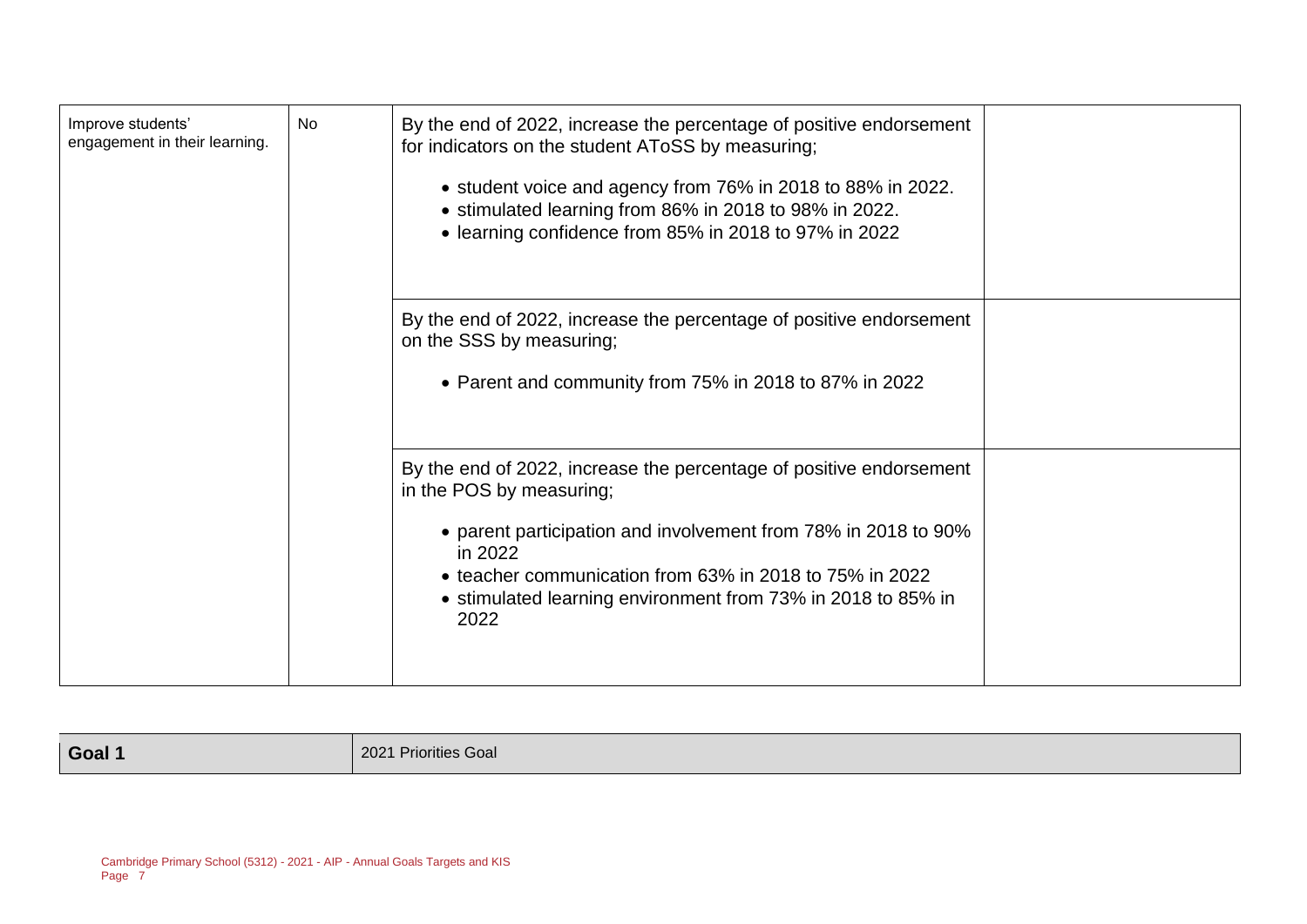| | | | |
|---|---|---|---|
| Improve students' engagement in their learning. | No | By the end of 2022, increase the percentage of positive endorsement for indicators on the student AToSS by measuring;<br><br>• student voice and agency from 76% in 2018 to 88% in 2022.<br>• stimulated learning from 86% in 2018 to 98% in 2022.<br>• learning confidence from 85% in 2018 to 97% in 2022 | |
| | | By the end of 2022, increase the percentage of positive endorsement on the SSS by measuring;<br><br>• Parent and community from 75% in 2018 to 87% in 2022 | |
| | | By the end of 2022, increase the percentage of positive endorsement in the POS by measuring;<br><br>• parent participation and involvement from 78% in 2018 to 90% in 2022<br>• teacher communication from 63% in 2018 to 75% in 2022<br>• stimulated learning environment from 73% in 2018 to 85% in 2022 | |

| **Goal 1** | 2021 Priorities Goal |
|---|---|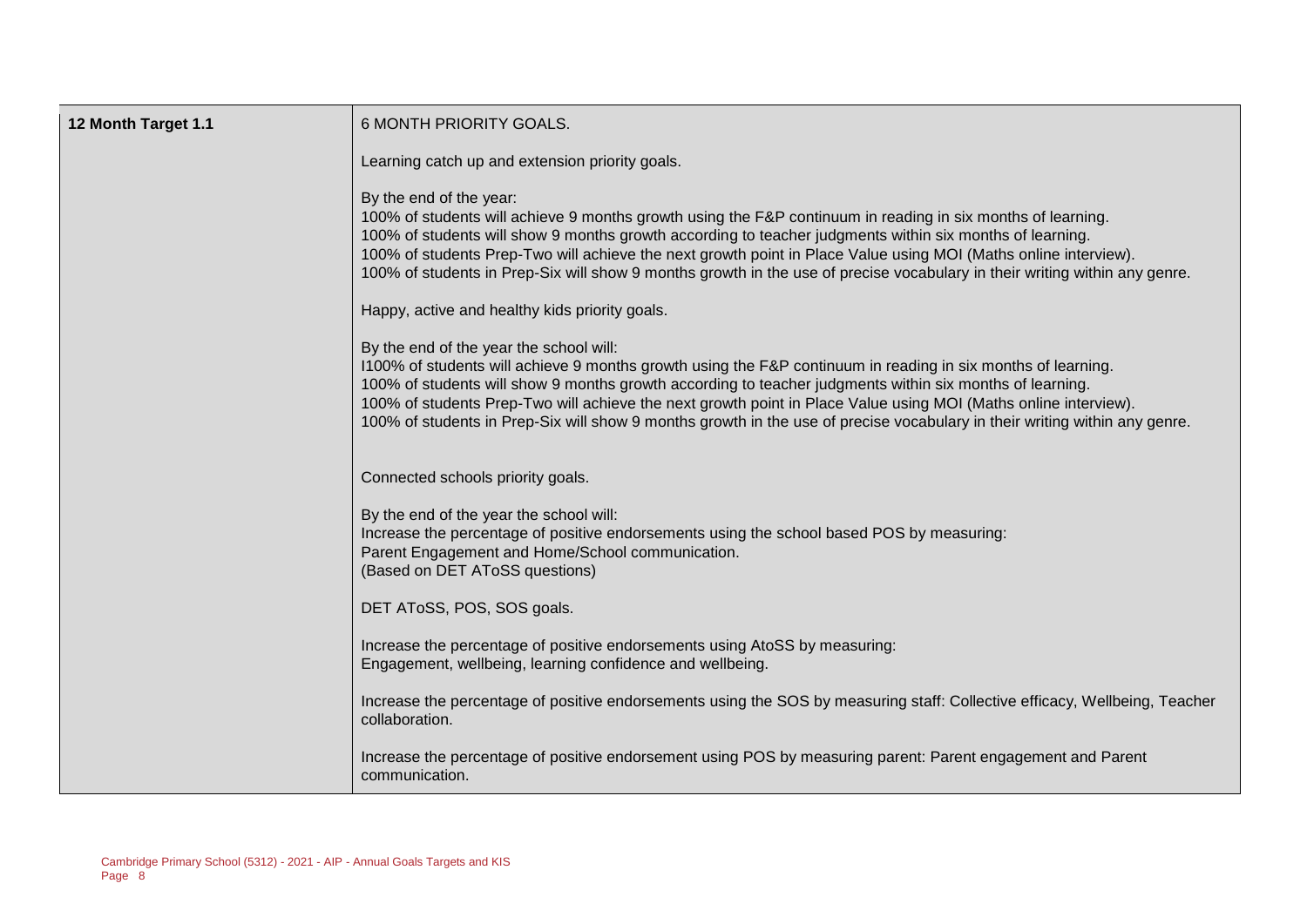| 12 Month Target 1.1 | 6 MONTH PRIORITY GOALS.<br><br>Learning catch up and extension priority goals.<br><br>By the end of the year:<br>100% of students will achieve 9 months growth using the F&P continuum in reading in six months of learning.<br>100% of students will show 9 months growth according to teacher judgments within six months of learning.<br>100% of students Prep-Two will achieve the next growth point in Place Value using MOI (Maths online interview).<br>100% of students in Prep-Six will show 9 months growth in the use of precise vocabulary in their writing within any genre.<br><br>Happy, active and healthy kids priority goals.<br><br>By the end of the year the school will:<br>I100% of students will achieve 9 months growth using the F&P continuum in reading in six months of learning.<br>100% of students will show 9 months growth according to teacher judgments within six months of learning.<br>100% of students Prep-Two will achieve the next growth point in Place Value using MOI (Maths online interview).<br>100% of students in Prep-Six will show 9 months growth in the use of precise vocabulary in their writing within any genre.<br><br>Connected schools priority goals.<br><br>By the end of the year the school will:<br>Increase the percentage of positive endorsements using the school based POS by measuring:<br>Parent Engagement and Home/School communication.<br>(Based on DET AToSS questions)<br><br>DET AToSS, POS, SOS goals.<br><br>Increase the percentage of positive endorsements using AtoSS by measuring:<br>Engagement, wellbeing, learning confidence and wellbeing.<br><br>Increase the percentage of positive endorsements using the SOS by measuring staff: Collective efficacy, Wellbeing, Teacher collaboration.<br><br>Increase the percentage of positive endorsement using POS by measuring parent: Parent engagement and Parent communication. |
|---|---|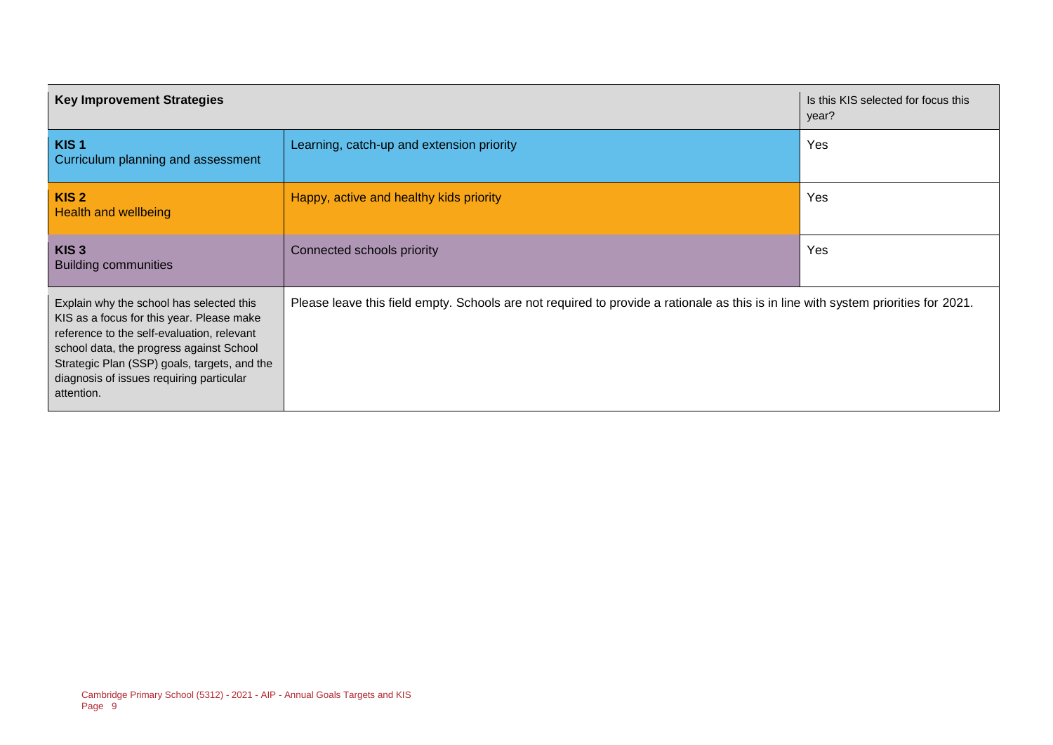| Key Improvement Strategies | | Is this KIS selected for focus this year? |
|---|---|---|
| **KIS 1**<br>Curriculum planning and assessment | Learning, catch-up and extension priority | Yes |
| **KIS 2**<br>Health and wellbeing | Happy, active and healthy kids priority | Yes |
| **KIS 3**<br>Building communities | Connected schools priority | Yes |
| Explain why the school has selected this KIS as a focus for this year. Please make reference to the self-evaluation, relevant school data, the progress against School Strategic Plan (SSP) goals, targets, and the diagnosis of issues requiring particular attention. | Please leave this field empty. Schools are not required to provide a rationale as this is in line with system priorities for 2021. | |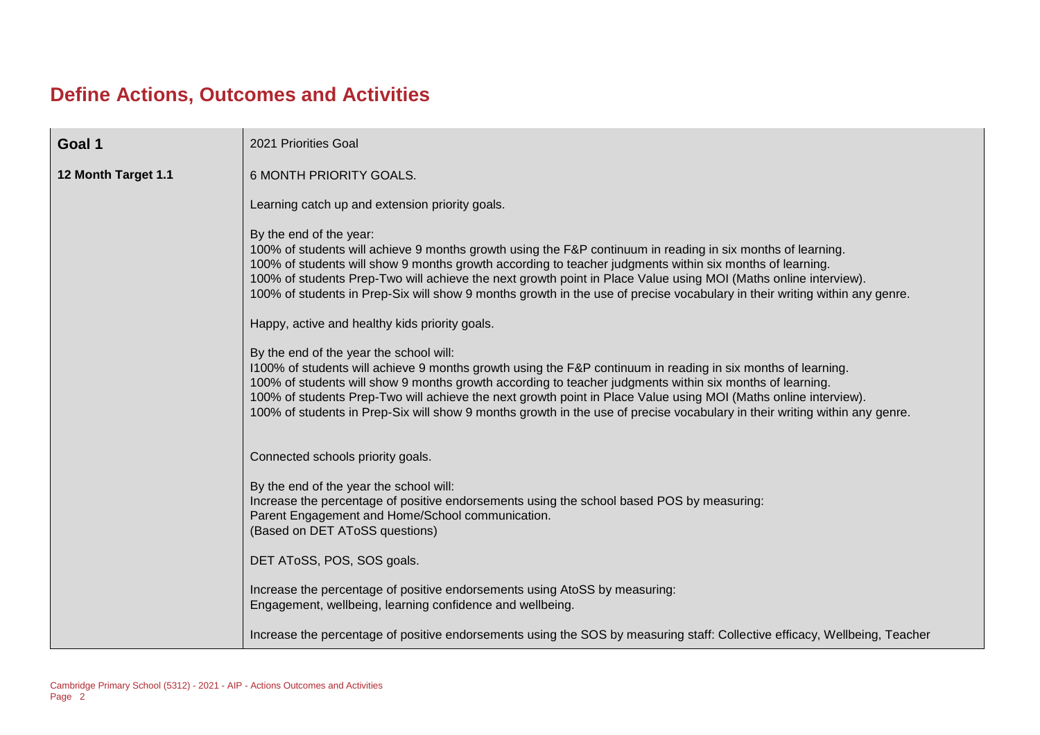# Define Actions, Outcomes and Activities

| **Goal 1** | 2021 Priorities Goal |
|---|---|
| **12 Month Target 1.1** | 6 MONTH PRIORITY GOALS.<br><br>Learning catch up and extension priority goals.<br><br>By the end of the year:<br>100% of students will achieve 9 months growth using the F&P continuum in reading in six months of learning.<br>100% of students will show 9 months growth according to teacher judgments within six months of learning.<br>100% of students Prep-Two will achieve the next growth point in Place Value using MOI (Maths online interview).<br>100% of students in Prep-Six will show 9 months growth in the use of precise vocabulary in their writing within any genre.<br><br>Happy, active and healthy kids priority goals.<br><br>By the end of the year the school will:<br>I100% of students will achieve 9 months growth using the F&P continuum in reading in six months of learning.<br>100% of students will show 9 months growth according to teacher judgments within six months of learning.<br>100% of students Prep-Two will achieve the next growth point in Place Value using MOI (Maths online interview).<br>100% of students in Prep-Six will show 9 months growth in the use of precise vocabulary in their writing within any genre.<br><br>Connected schools priority goals.<br><br>By the end of the year the school will:<br>Increase the percentage of positive endorsements using the school based POS by measuring:<br>Parent Engagement and Home/School communication.<br>(Based on DET AToSS questions)<br><br>DET AToSS, POS, SOS goals.<br><br>Increase the percentage of positive endorsements using AtoSS by measuring:<br>Engagement, wellbeing, learning confidence and wellbeing.<br><br>Increase the percentage of positive endorsements using the SOS by measuring staff: Collective efficacy, Wellbeing, Teacher |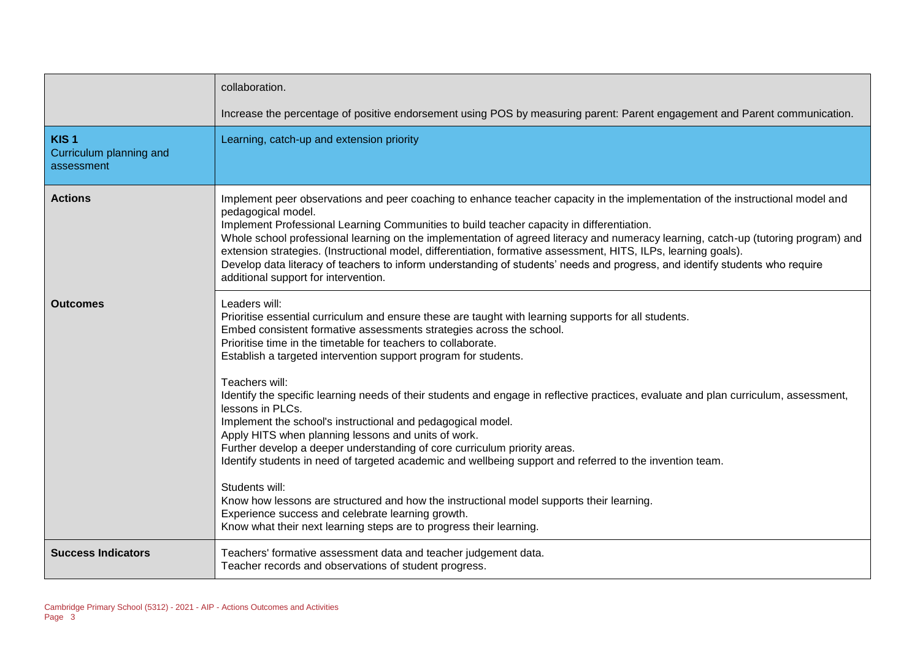| | |
|---|---|
| | collaboration.<br><br>Increase the percentage of positive endorsement using POS by measuring parent: Parent engagement and Parent communication. |
| **KIS 1**<br>Curriculum planning and assessment | Learning, catch-up and extension priority |
| **Actions** | Implement peer observations and peer coaching to enhance teacher capacity in the implementation of the instructional model and pedagogical model.<br>Implement Professional Learning Communities to build teacher capacity in differentiation.<br>Whole school professional learning on the implementation of agreed literacy and numeracy learning, catch-up (tutoring program) and extension strategies. (Instructional model, differentiation, formative assessment, HITS, ILPs, learning goals).<br>Develop data literacy of teachers to inform understanding of students' needs and progress, and identify students who require additional support for intervention. |
| **Outcomes** | Leaders will:<br>Prioritise essential curriculum and ensure these are taught with learning supports for all students.<br>Embed consistent formative assessments strategies across the school.<br>Prioritise time in the timetable for teachers to collaborate.<br>Establish a targeted intervention support program for students.<br><br>Teachers will:<br>Identify the specific learning needs of their students and engage in reflective practices, evaluate and plan curriculum, assessment, lessons in PLCs.<br>Implement the school's instructional and pedagogical model.<br>Apply HITS when planning lessons and units of work.<br>Further develop a deeper understanding of core curriculum priority areas.<br>Identify students in need of targeted academic and wellbeing support and referred to the invention team.<br><br>Students will:<br>Know how lessons are structured and how the instructional model supports their learning.<br>Experience success and celebrate learning growth.<br>Know what their next learning steps are to progress their learning. |
| **Success Indicators** | Teachers' formative assessment data and teacher judgement data.<br>Teacher records and observations of student progress. |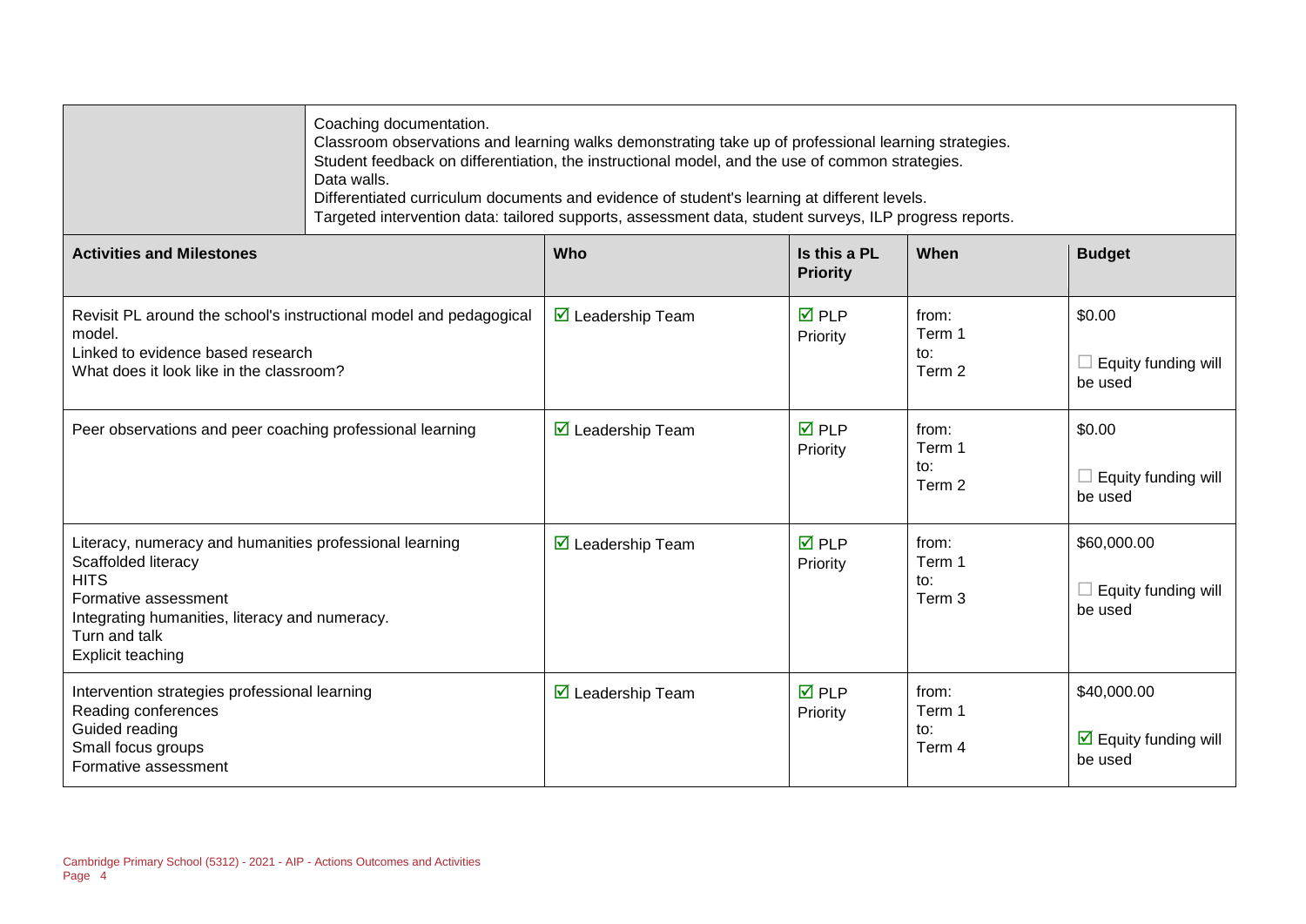| | Coaching documentation.<br>Classroom observations and learning walks demonstrating take up of professional learning strategies.<br>Student feedback on differentiation, the instructional model, and the use of common strategies.<br>Data walls.<br>Differentiated curriculum documents and evidence of student's learning at different levels.<br>Targeted intervention data: tailored supports, assessment data, student surveys, ILP progress reports. |
|---|---|

| Activities and Milestones | Who | Is this a PL Priority | When | Budget |
|---|---|---|---|---|
| Revisit PL around the school's instructional model and pedagogical model.<br>Linked to evidence based research<br>What does it look like in the classroom? | ☑ Leadership Team | ☑ PLP Priority | from:<br>Term 1<br>to:<br>Term 2 | $0.00<br><br>☐ Equity funding will be used |
| Peer observations and peer coaching professional learning | ☑ Leadership Team | ☑ PLP Priority | from:<br>Term 1<br>to:<br>Term 2 | $0.00<br><br>☐ Equity funding will be used |
| Literacy, numeracy and humanities professional learning<br>Scaffolded literacy<br>HITS<br>Formative assessment<br>Integrating humanities, literacy and numeracy.<br>Turn and talk<br>Explicit teaching | ☑ Leadership Team | ☑ PLP Priority | from:<br>Term 1<br>to:<br>Term 3 | $60,000.00<br><br>☐ Equity funding will be used |
| Intervention strategies professional learning<br>Reading conferences<br>Guided reading<br>Small focus groups<br>Formative assessment | ☑ Leadership Team | ☑ PLP Priority | from:<br>Term 1<br>to:<br>Term 4 | $40,000.00<br><br>☑ Equity funding will be used |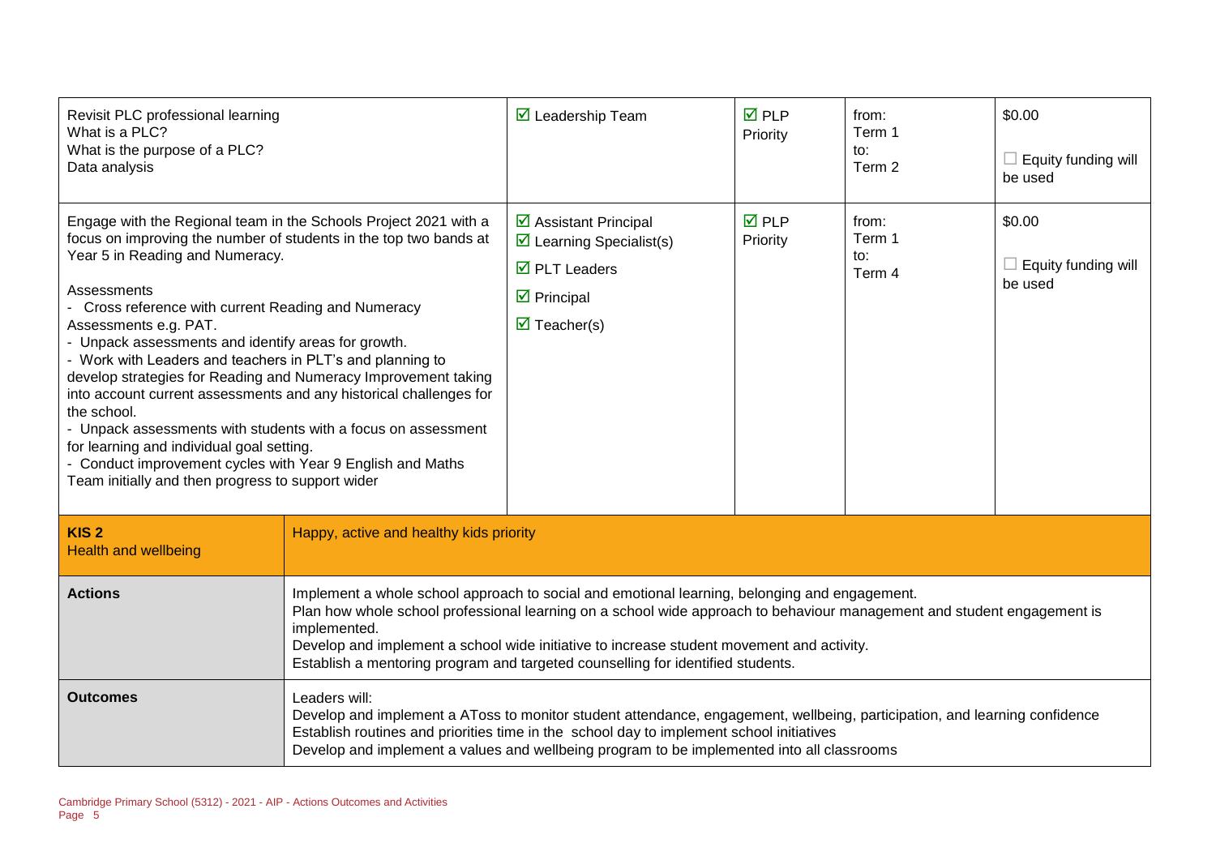| Activity | Who | Is this a PL Priority | When | Budget |
|---|---|---|---|---|
| Revisit PLC professional learning<br>What is a PLC?<br>What is the purpose of a PLC?<br>Data analysis | ☑ Leadership Team | ☑ PLP Priority | from:<br>Term 1<br>to:<br>Term 2 | \$0.00<br><br>☐ Equity funding will be used |
| Engage with the Regional team in the Schools Project 2021 with a focus on improving the number of students in the top two bands at Year 5 in Reading and Numeracy.<br><br>Assessments<br>- Cross reference with current Reading and Numeracy Assessments e.g. PAT.<br>- Unpack assessments and identify areas for growth.<br>- Work with Leaders and teachers in PLT's and planning to develop strategies for Reading and Numeracy Improvement taking into account current assessments and any historical challenges for the school.<br>- Unpack assessments with students with a focus on assessment for learning and individual goal setting.<br>- Conduct improvement cycles with Year 9 English and Maths Team initially and then progress to support wider | ☑ Assistant Principal<br>☑ Learning Specialist(s)<br>☑ PLT Leaders<br>☑ Principal<br>☑ Teacher(s) | ☑ PLP Priority | from:<br>Term 1<br>to:<br>Term 4 | \$0.00<br><br>☐ Equity funding will be used |

| | |
|---|---|
| **KIS 2**<br>Health and wellbeing | Happy, active and healthy kids priority |
| **Actions** | Implement a whole school approach to social and emotional learning, belonging and engagement.<br>Plan how whole school professional learning on a school wide approach to behaviour management and student engagement is implemented.<br>Develop and implement a school wide initiative to increase student movement and activity.<br>Establish a mentoring program and targeted counselling for identified students. |
| **Outcomes** | Leaders will:<br>Develop and implement a AToss to monitor student attendance, engagement, wellbeing, participation, and learning confidence<br>Establish routines and priorities time in the school day to implement school initiatives<br>Develop and implement a values and wellbeing program to be implemented into all classrooms |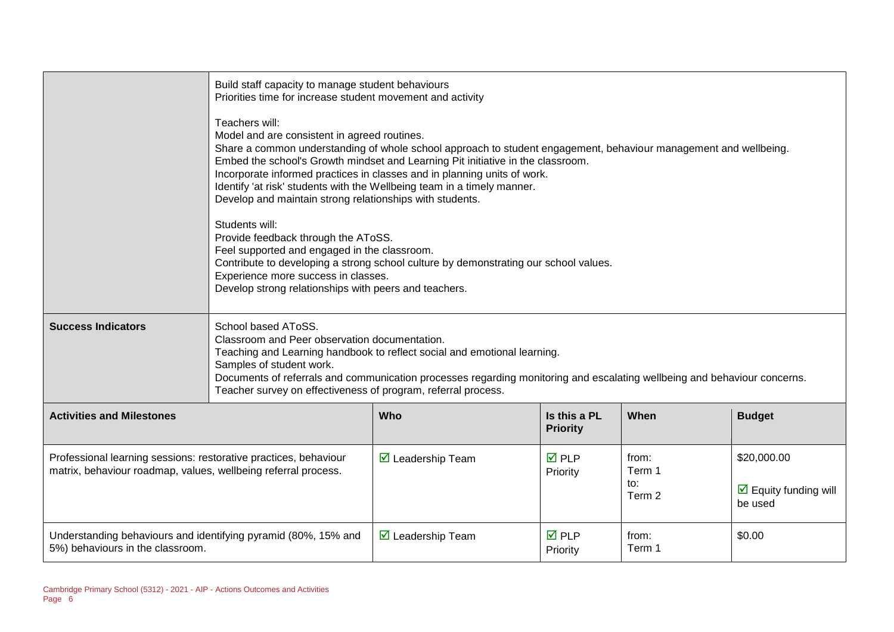| | | | | | |
|---|---|---|---|---|---|
| | Build staff capacity to manage student behaviours<br>Priorities time for increase student movement and activity<br><br>Teachers will:<br>Model and are consistent in agreed routines.<br>Share a common understanding of whole school approach to student engagement, behaviour management and wellbeing.<br>Embed the school's Growth mindset and Learning Pit initiative in the classroom.<br>Incorporate informed practices in classes and in planning units of work.<br>Identify 'at risk' students with the Wellbeing team in a timely manner.<br>Develop and maintain strong relationships with students.<br><br>Students will:<br>Provide feedback through the AToSS.<br>Feel supported and engaged in the classroom.<br>Contribute to developing a strong school culture by demonstrating our school values.<br>Experience more success in classes.<br>Develop strong relationships with peers and teachers. | | | | |
| **Success Indicators** | School based AToSS.<br>Classroom and Peer observation documentation.<br>Teaching and Learning handbook to reflect social and emotional learning.<br>Samples of student work.<br>Documents of referrals and communication processes regarding monitoring and escalating wellbeing and behaviour concerns.<br>Teacher survey on effectiveness of program, referral process. | | | | |

| **Activities and Milestones** | **Who** | **Is this a PL Priority** | **When** | **Budget** |
|---|---|---|---|---|
| Professional learning sessions: restorative practices, behaviour matrix, behaviour roadmap, values, wellbeing referral process. | ☑ Leadership Team | ☑ PLP Priority | from: Term 1 to: Term 2 | $20,000.00<br><br>☑ Equity funding will be used |
| Understanding behaviours and identifying pyramid (80%, 15% and 5%) behaviours in the classroom. | ☑ Leadership Team | ☑ PLP Priority | from: Term 1 | $0.00 |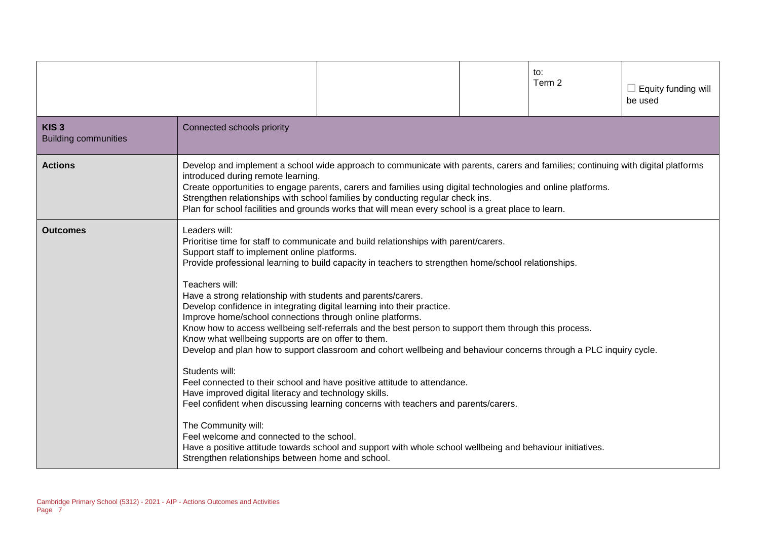| | | | | to:<br>Term 2 | ☐ Equity funding will be used |
|---|---|---|---|---|---|
| **KIS 3**<br>Building communities | Connected schools priority | | | | |
| **Actions** | Develop and implement a school wide approach to communicate with parents, carers and families; continuing with digital platforms introduced during remote learning.<br>Create opportunities to engage parents, carers and families using digital technologies and online platforms.<br>Strengthen relationships with school families by conducting regular check ins.<br>Plan for school facilities and grounds works that will mean every school is a great place to learn. | | | | |
| **Outcomes** | Leaders will:<br>Prioritise time for staff to communicate and build relationships with parent/carers.<br>Support staff to implement online platforms.<br>Provide professional learning to build capacity in teachers to strengthen home/school relationships.<br><br>Teachers will:<br>Have a strong relationship with students and parents/carers.<br>Develop confidence in integrating digital learning into their practice.<br>Improve home/school connections through online platforms.<br>Know how to access wellbeing self-referrals and the best person to support them through this process.<br>Know what wellbeing supports are on offer to them.<br>Develop and plan how to support classroom and cohort wellbeing and behaviour concerns through a PLC inquiry cycle.<br><br>Students will:<br>Feel connected to their school and have positive attitude to attendance.<br>Have improved digital literacy and technology skills.<br>Feel confident when discussing learning concerns with teachers and parents/carers.<br><br>The Community will:<br>Feel welcome and connected to the school.<br>Have a positive attitude towards school and support with whole school wellbeing and behaviour initiatives.<br>Strengthen relationships between home and school. | | | | |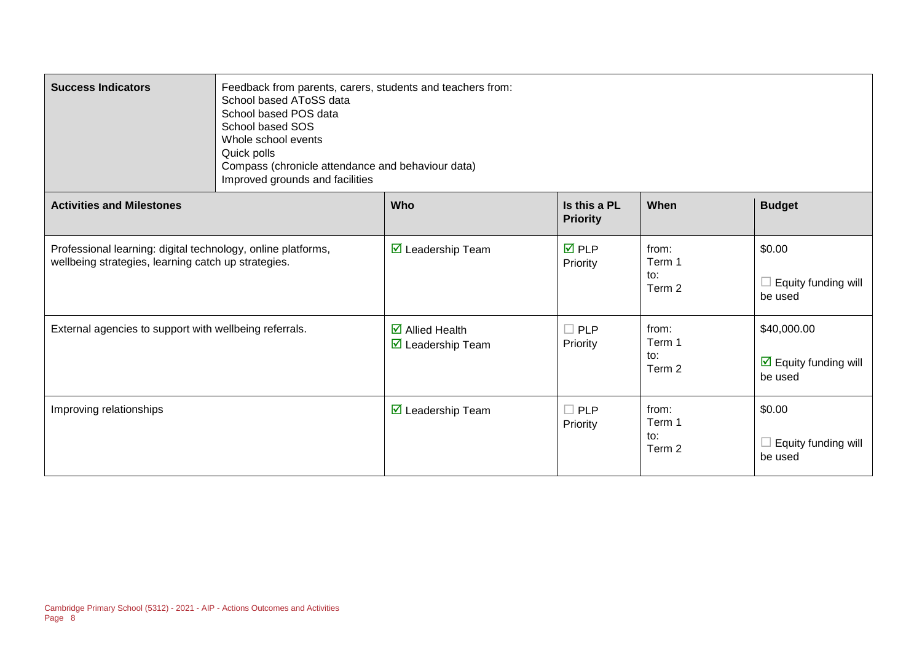| Success Indicators | Feedback from parents, carers, students and teachers from:<br>School based AToSS data<br>School based POS data<br>School based SOS<br>Whole school events<br>Quick polls<br>Compass (chronicle attendance and behaviour data)<br>Improved grounds and facilities | | | |
|---|---|---|---|---|
| **Activities and Milestones** | **Who** | **Is this a PL Priority** | **When** | **Budget** |
| Professional learning: digital technology, online platforms, wellbeing strategies, learning catch up strategies. | ☑ Leadership Team | ☑ PLP Priority | from: Term 1 to: Term 2 | $0.00<br>☐ Equity funding will be used |
| External agencies to support with wellbeing referrals. | ☑ Allied Health<br>☑ Leadership Team | ☐ PLP Priority | from: Term 1 to: Term 2 | $40,000.00<br>☑ Equity funding will be used |
| Improving relationships | ☑ Leadership Team | ☐ PLP Priority | from: Term 1 to: Term 2 | $0.00<br>☐ Equity funding will be used |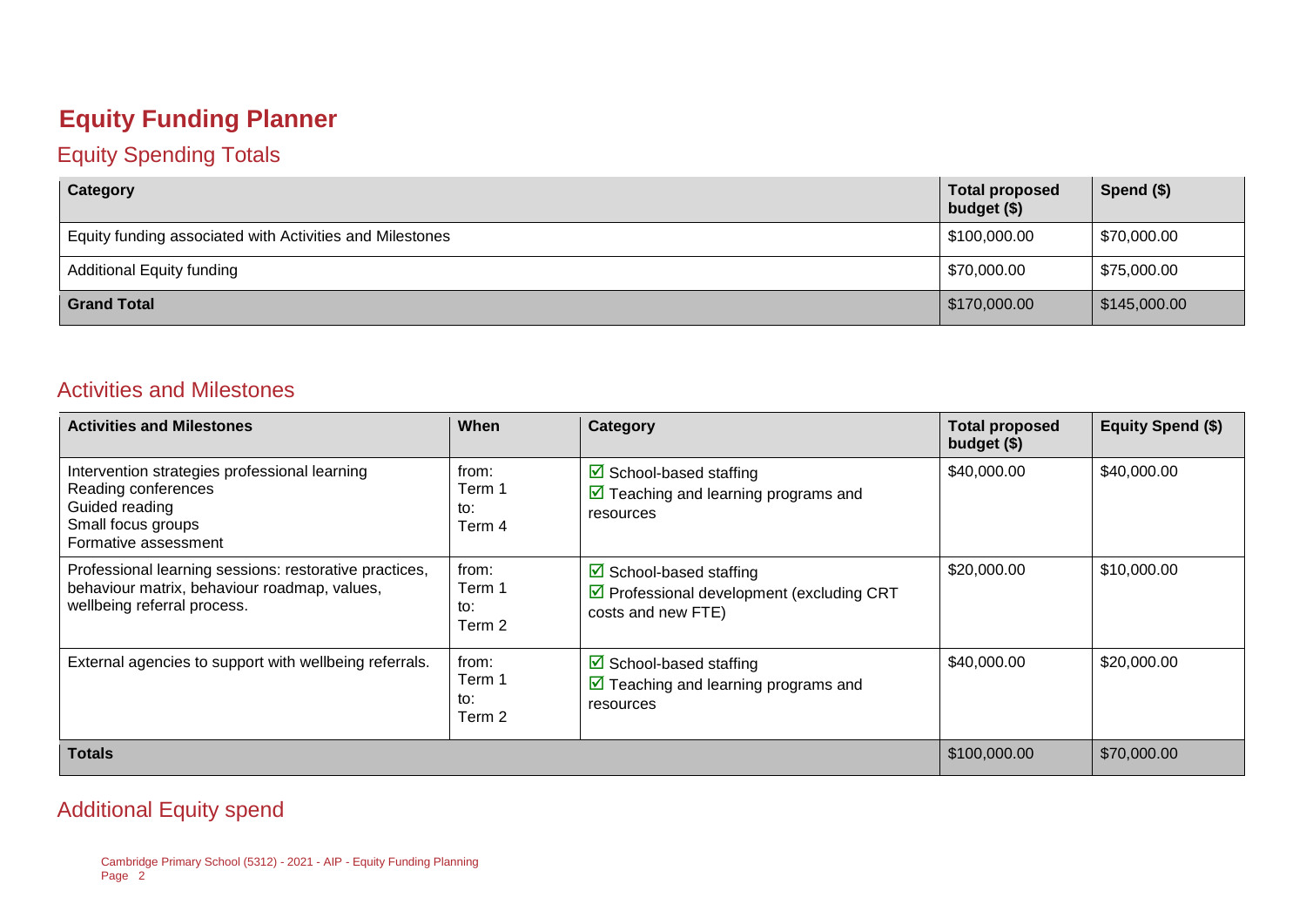# Equity Funding Planner

## Equity Spending Totals

| Category | Total proposed budget ($) | Spend ($) |
|---|---|---|
| Equity funding associated with Activities and Milestones | $100,000.00 | $70,000.00 |
| Additional Equity funding | $70,000.00 | $75,000.00 |
| **Grand Total** | $170,000.00 | $145,000.00 |

## Activities and Milestones

| Activities and Milestones | When | Category | Total proposed budget ($) | Equity Spend ($) |
|---|---|---|---|---|
| Intervention strategies professional learning<br>Reading conferences<br>Guided reading<br>Small focus groups<br>Formative assessment | from:<br>Term 1<br>to:<br>Term 4 | ☑ School-based staffing<br>☑ Teaching and learning programs and resources | $40,000.00 | $40,000.00 |
| Professional learning sessions: restorative practices, behaviour matrix, behaviour roadmap, values, wellbeing referral process. | from:<br>Term 1<br>to:<br>Term 2 | ☑ School-based staffing<br>☑ Professional development (excluding CRT costs and new FTE) | $20,000.00 | $10,000.00 |
| External agencies to support with wellbeing referrals. | from:<br>Term 1<br>to:<br>Term 2 | ☑ School-based staffing<br>☑ Teaching and learning programs and resources | $40,000.00 | $20,000.00 |
| **Totals** | | | $100,000.00 | $70,000.00 |

## Additional Equity spend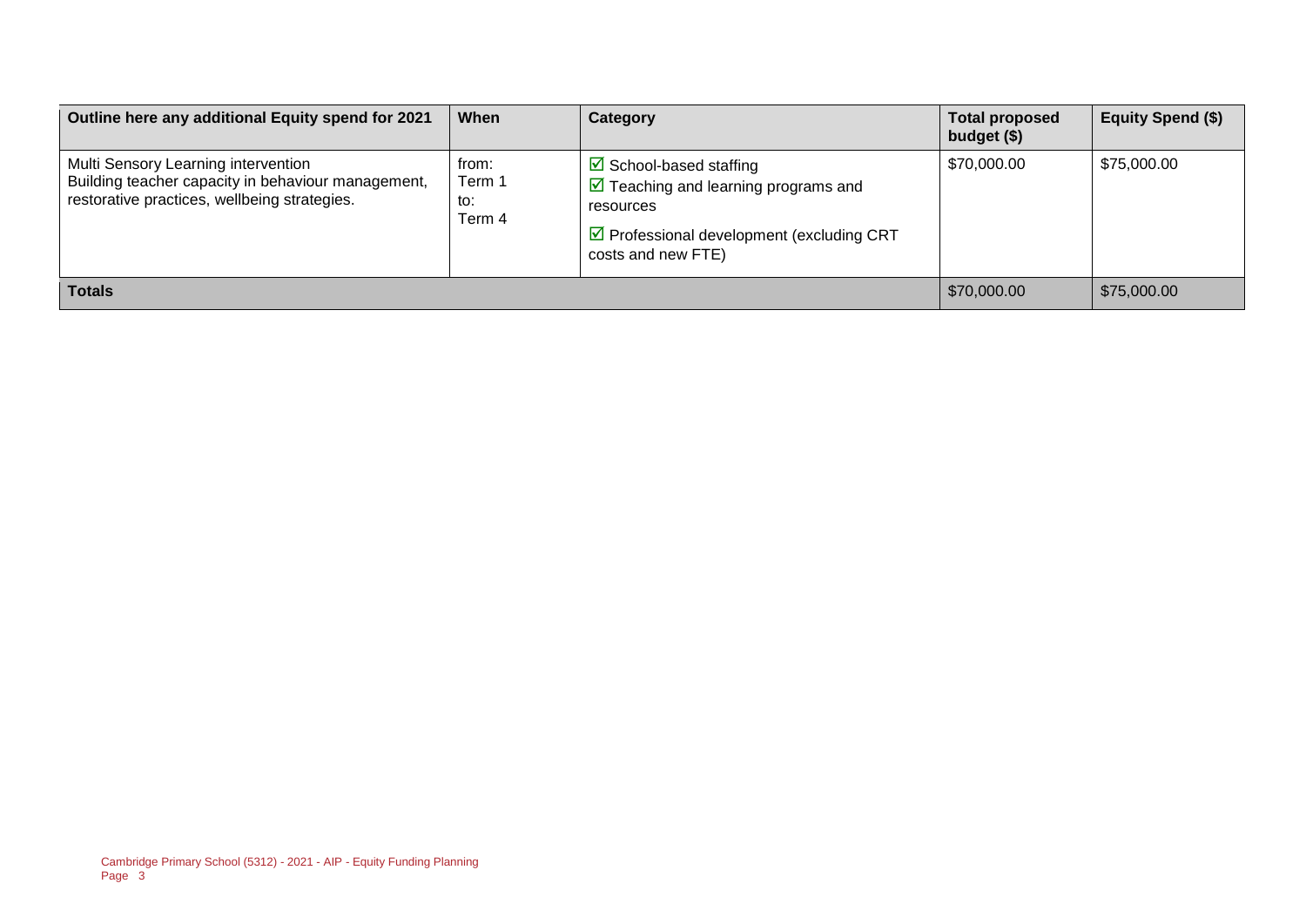| Outline here any additional Equity spend for 2021 | When | Category | Total proposed budget ($) | Equity Spend ($) |
|---|---|---|---|---|
| Multi Sensory Learning intervention<br>Building teacher capacity in behaviour management, restorative practices, wellbeing strategies. | from:<br>Term 1<br>to:<br>Term 4 | ☑ School-based staffing<br>☑ Teaching and learning programs and resources<br>☑ Professional development (excluding CRT costs and new FTE) | $70,000.00 | $75,000.00 |
| **Totals** | | | $70,000.00 | $75,000.00 |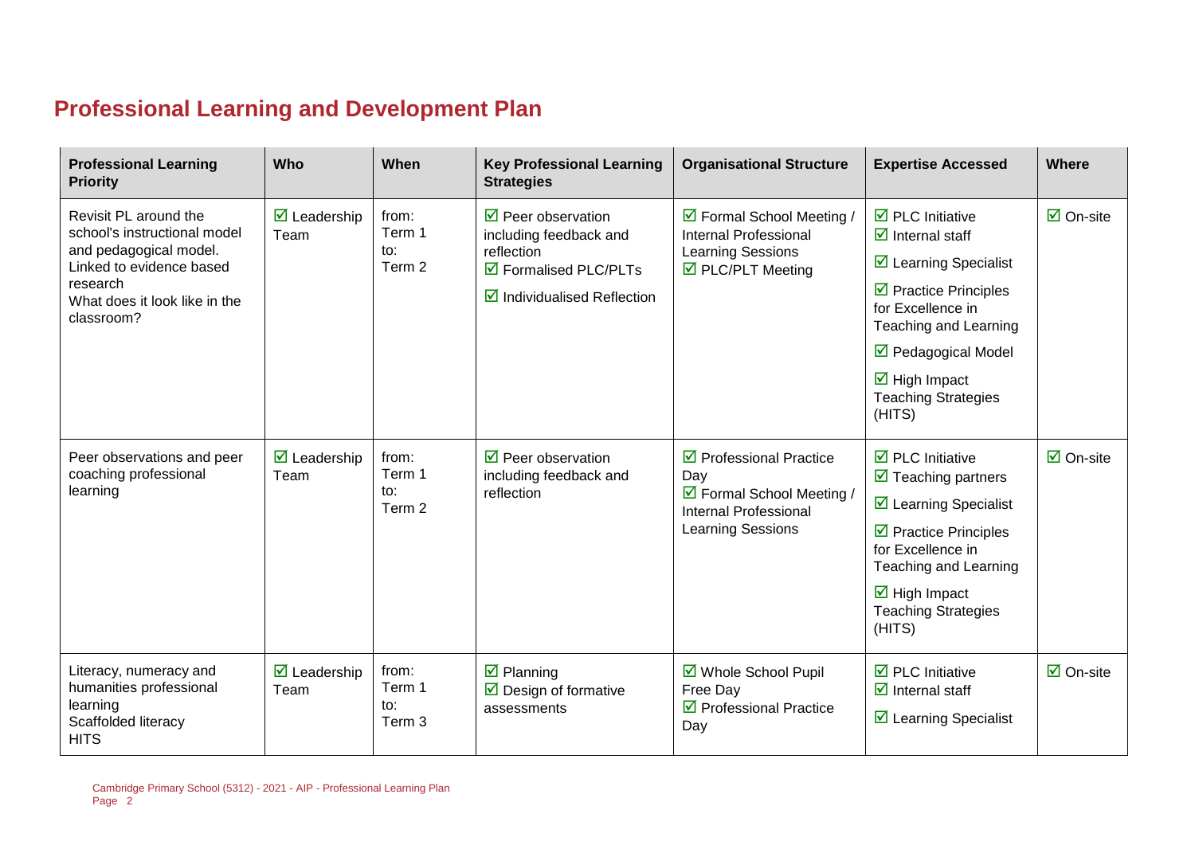## Professional Learning and Development Plan

| Professional Learning Priority | Who | When | Key Professional Learning Strategies | Organisational Structure | Expertise Accessed | Where |
|---|---|---|---|---|---|---|
| Revisit PL around the school's instructional model and pedagogical model. Linked to evidence based research<br>What does it look like in the classroom? | ☑ Leadership Team | from: Term 1<br>to: Term 2 | ☑ Peer observation including feedback and reflection<br>☑ Formalised PLC/PLTs<br>☑ Individualised Reflection | ☑ Formal School Meeting / Internal Professional Learning Sessions<br>☑ PLC/PLT Meeting | ☑ PLC Initiative<br>☑ Internal staff<br>☑ Learning Specialist<br>☑ Practice Principles for Excellence in Teaching and Learning<br>☑ Pedagogical Model<br>☑ High Impact Teaching Strategies (HITS) | ☑ On-site |
| Peer observations and peer coaching professional learning | ☑ Leadership Team | from: Term 1<br>to: Term 2 | ☑ Peer observation including feedback and reflection | ☑ Professional Practice Day<br>☑ Formal School Meeting / Internal Professional Learning Sessions | ☑ PLC Initiative<br>☑ Teaching partners<br>☑ Learning Specialist<br>☑ Practice Principles for Excellence in Teaching and Learning<br>☑ High Impact Teaching Strategies (HITS) | ☑ On-site |
| Literacy, numeracy and humanities professional learning<br>Scaffolded literacy<br>HITS | ☑ Leadership Team | from: Term 1<br>to: Term 3 | ☑ Planning<br>☑ Design of formative assessments | ☑ Whole School Pupil Free Day<br>☑ Professional Practice Day | ☑ PLC Initiative<br>☑ Internal staff<br>☑ Learning Specialist | ☑ On-site |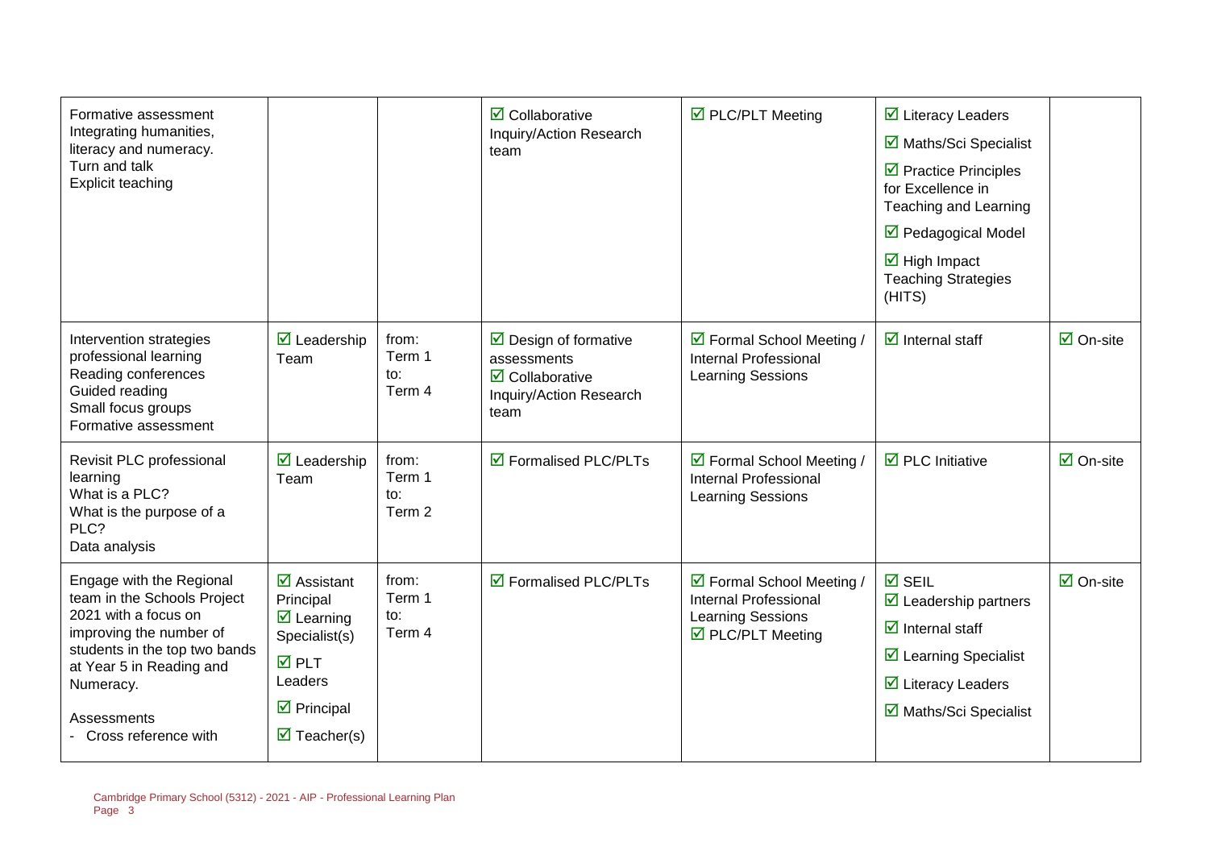| | | | | | | |
|---|---|---|---|---|---|---|
| Formative assessment<br>Integrating humanities, literacy and numeracy.<br>Turn and talk<br>Explicit teaching | | | ☑ Collaborative Inquiry/Action Research team | ☑ PLC/PLT Meeting | ☑ Literacy Leaders<br>☑ Maths/Sci Specialist<br>☑ Practice Principles for Excellence in Teaching and Learning<br>☑ Pedagogical Model<br>☑ High Impact Teaching Strategies (HITS) | |
| Intervention strategies professional learning<br>Reading conferences<br>Guided reading<br>Small focus groups<br>Formative assessment | ☑ Leadership Team | from:<br>Term 1<br>to:<br>Term 4 | ☑ Design of formative assessments<br>☑ Collaborative Inquiry/Action Research team | ☑ Formal School Meeting / Internal Professional Learning Sessions | ☑ Internal staff | ☑ On-site |
| Revisit PLC professional learning<br>What is a PLC?<br>What is the purpose of a PLC?<br>Data analysis | ☑ Leadership Team | from:<br>Term 1<br>to:<br>Term 2 | ☑ Formalised PLC/PLTs | ☑ Formal School Meeting / Internal Professional Learning Sessions | ☑ PLC Initiative | ☑ On-site |
| Engage with the Regional team in the Schools Project 2021 with a focus on improving the number of students in the top two bands at Year 5 in Reading and Numeracy.<br><br>Assessments<br>- Cross reference with | ☑ Assistant Principal<br>☑ Learning Specialist(s)<br>☑ PLT Leaders<br>☑ Principal<br>☑ Teacher(s) | from:<br>Term 1<br>to:<br>Term 4 | ☑ Formalised PLC/PLTs | ☑ Formal School Meeting / Internal Professional Learning Sessions<br>☑ PLC/PLT Meeting | ☑ SEIL<br>☑ Leadership partners<br>☑ Internal staff<br>☑ Learning Specialist<br>☑ Literacy Leaders<br>☑ Maths/Sci Specialist | ☑ On-site |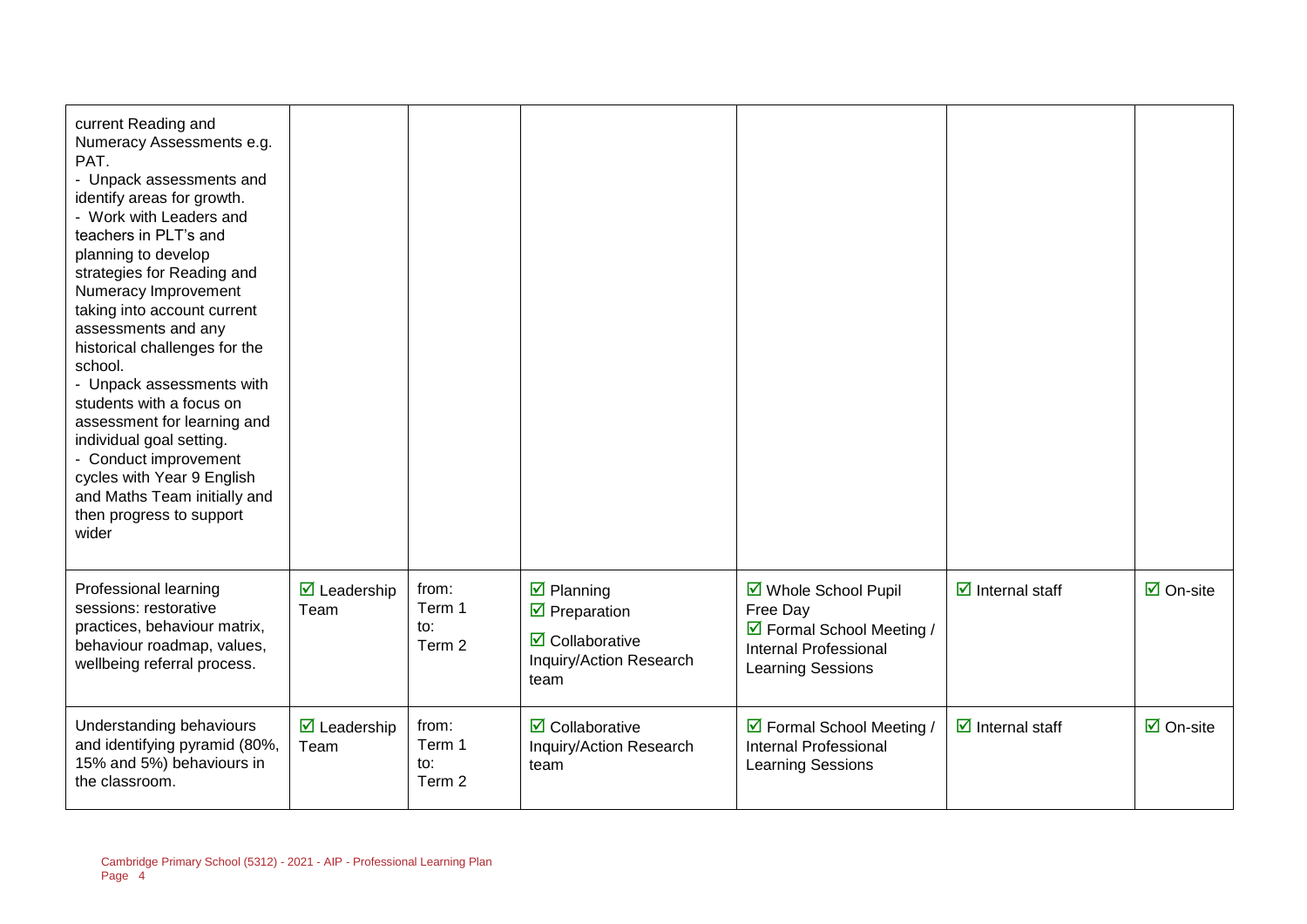| | | | | | | |
|---|---|---|---|---|---|---|
| current Reading and Numeracy Assessments e.g. PAT.<br>- Unpack assessments and identify areas for growth.<br>- Work with Leaders and teachers in PLT's and planning to develop strategies for Reading and Numeracy Improvement taking into account current assessments and any historical challenges for the school.<br>- Unpack assessments with students with a focus on assessment for learning and individual goal setting.<br>- Conduct improvement cycles with Year 9 English and Maths Team initially and then progress to support wider | | | | | | |
| Professional learning sessions: restorative practices, behaviour matrix, behaviour roadmap, values, wellbeing referral process. | ☑ Leadership Team | from: Term 1 to: Term 2 | ☑ Planning<br>☑ Preparation<br>☑ Collaborative Inquiry/Action Research team | ☑ Whole School Pupil Free Day<br>☑ Formal School Meeting / Internal Professional Learning Sessions | ☑ Internal staff | ☑ On-site |
| Understanding behaviours and identifying pyramid (80%, 15% and 5%) behaviours in the classroom. | ☑ Leadership Team | from: Term 1 to: Term 2 | ☑ Collaborative Inquiry/Action Research team | ☑ Formal School Meeting / Internal Professional Learning Sessions | ☑ Internal staff | ☑ On-site |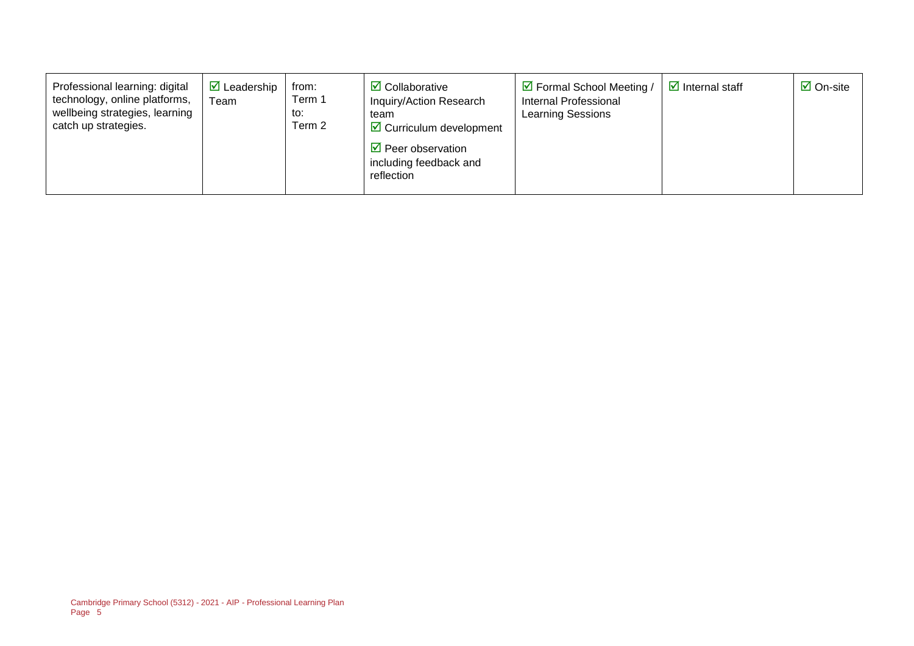| | | | | | | |
|---|---|---|---|---|---|---|
| Professional learning: digital technology, online platforms, wellbeing strategies, learning catch up strategies. | ☑ Leadership Team | from: Term 1 to: Term 2 | ☑ Collaborative Inquiry/Action Research team ☑ Curriculum development ☑ Peer observation including feedback and reflection | ☑ Formal School Meeting / Internal Professional Learning Sessions | ☑ Internal staff | ☑ On-site |